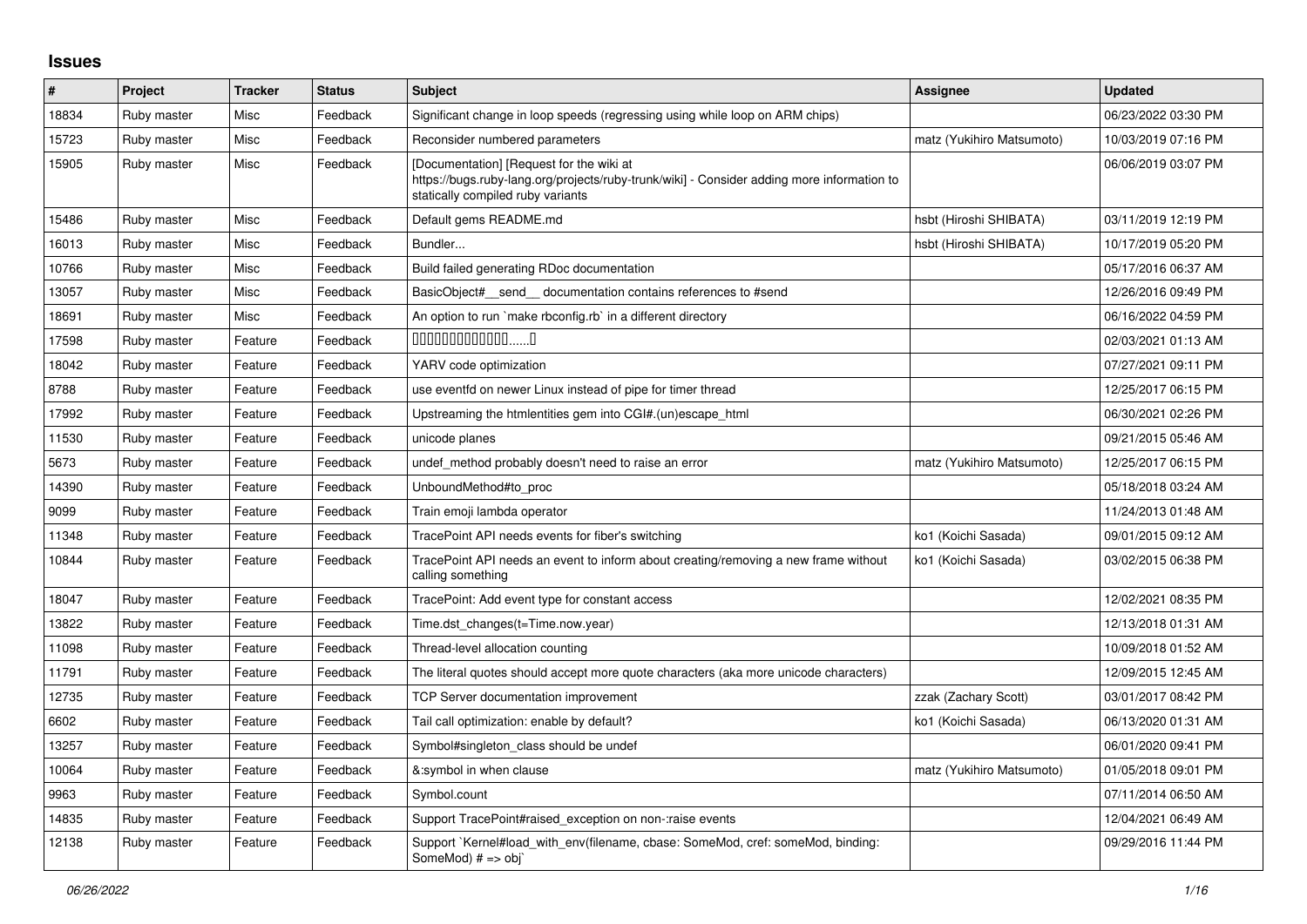## Issues

| # | Project | Tracker | Status | Subject | Assignee | Updated |
|---|---|---|---|---|---|---|
| 18834 | Ruby master | Misc | Feedback | Significant change in loop speeds (regressing using while loop on ARM chips) | | 06/23/2022 03:30 PM |
| 15723 | Ruby master | Misc | Feedback | Reconsider numbered parameters | matz (Yukihiro Matsumoto) | 10/03/2019 07:16 PM |
| 15905 | Ruby master | Misc | Feedback | [Documentation] [Request for the wiki at https://bugs.ruby-lang.org/projects/ruby-trunk/wiki] - Consider adding more information to statically compiled ruby variants | | 06/06/2019 03:07 PM |
| 15486 | Ruby master | Misc | Feedback | Default gems README.md | hsbt (Hiroshi SHIBATA) | 03/11/2019 12:19 PM |
| 16013 | Ruby master | Misc | Feedback | Bundler... | hsbt (Hiroshi SHIBATA) | 10/17/2019 05:20 PM |
| 10766 | Ruby master | Misc | Feedback | Build failed generating RDoc documentation | | 05/17/2016 06:37 AM |
| 13057 | Ruby master | Misc | Feedback | BasicObject#__send__ documentation contains references to #send | | 12/26/2016 09:49 PM |
| 18691 | Ruby master | Misc | Feedback | An option to run `make rbconfig.rb` in a different directory | | 06/16/2022 04:59 PM |
| 17598 | Ruby master | Feature | Feedback | ��������������......� | | 02/03/2021 01:13 AM |
| 18042 | Ruby master | Feature | Feedback | YARV code optimization | | 07/27/2021 09:11 PM |
| 8788 | Ruby master | Feature | Feedback | use eventfd on newer Linux instead of pipe for timer thread | | 12/25/2017 06:15 PM |
| 17992 | Ruby master | Feature | Feedback | Upstreaming the htmlentities gem into CGI#.(un)escape_html | | 06/30/2021 02:26 PM |
| 11530 | Ruby master | Feature | Feedback | unicode planes | | 09/21/2015 05:46 AM |
| 5673 | Ruby master | Feature | Feedback | undef_method probably doesn't need to raise an error | matz (Yukihiro Matsumoto) | 12/25/2017 06:15 PM |
| 14390 | Ruby master | Feature | Feedback | UnboundMethod#to_proc | | 05/18/2018 03:24 AM |
| 9099 | Ruby master | Feature | Feedback | Train emoji lambda operator | | 11/24/2013 01:48 AM |
| 11348 | Ruby master | Feature | Feedback | TracePoint API needs events for fiber's switching | ko1 (Koichi Sasada) | 09/01/2015 09:12 AM |
| 10844 | Ruby master | Feature | Feedback | TracePoint API needs an event to inform about creating/removing a new frame without calling something | ko1 (Koichi Sasada) | 03/02/2015 06:38 PM |
| 18047 | Ruby master | Feature | Feedback | TracePoint: Add event type for constant access | | 12/02/2021 08:35 PM |
| 13822 | Ruby master | Feature | Feedback | Time.dst_changes(t=Time.now.year) | | 12/13/2018 01:31 AM |
| 11098 | Ruby master | Feature | Feedback | Thread-level allocation counting | | 10/09/2018 01:52 AM |
| 11791 | Ruby master | Feature | Feedback | The literal quotes should accept more quote characters (aka more unicode characters) | | 12/09/2015 12:45 AM |
| 12735 | Ruby master | Feature | Feedback | TCP Server documentation improvement | zzak (Zachary Scott) | 03/01/2017 08:42 PM |
| 6602 | Ruby master | Feature | Feedback | Tail call optimization: enable by default? | ko1 (Koichi Sasada) | 06/13/2020 01:31 AM |
| 13257 | Ruby master | Feature | Feedback | Symbol#singleton_class should be undef | | 06/01/2020 09:41 PM |
| 10064 | Ruby master | Feature | Feedback | &:symbol in when clause | matz (Yukihiro Matsumoto) | 01/05/2018 09:01 PM |
| 9963 | Ruby master | Feature | Feedback | Symbol.count | | 07/11/2014 06:50 AM |
| 14835 | Ruby master | Feature | Feedback | Support TracePoint#raised_exception on non-:raise events | | 12/04/2021 06:49 AM |
| 12138 | Ruby master | Feature | Feedback | Support `Kernel#load_with_env(filename, cbase: SomeMod, cref: someMod, binding: SomeMod) # => obj` | | 09/29/2016 11:44 PM |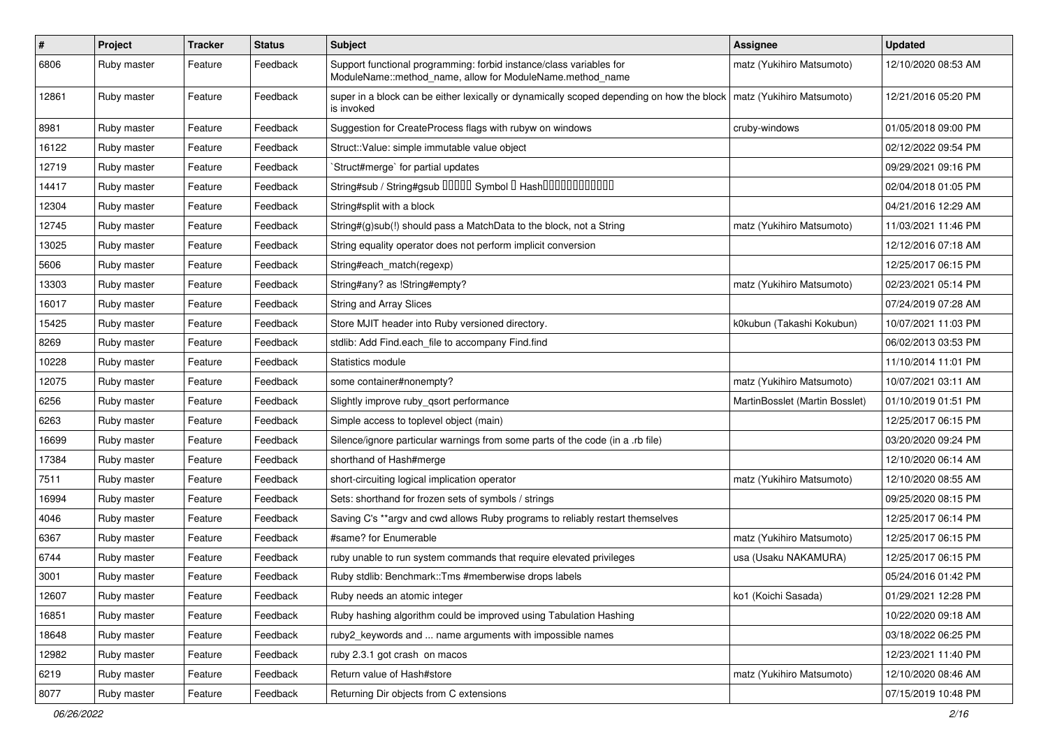| # | Project | Tracker | Status | Subject | Assignee | Updated |
| --- | --- | --- | --- | --- | --- | --- |
| 6806 | Ruby master | Feature | Feedback | Support functional programming: forbid instance/class variables for ModuleName::method_name, allow for ModuleName.method_name | matz (Yukihiro Matsumoto) | 12/10/2020 08:53 AM |
| 12861 | Ruby master | Feature | Feedback | super in a block can be either lexically or dynamically scoped depending on how the block is invoked | matz (Yukihiro Matsumoto) | 12/21/2016 05:20 PM |
| 8981 | Ruby master | Feature | Feedback | Suggestion for CreateProcess flags with rubyw on windows | cruby-windows | 01/05/2018 09:00 PM |
| 16122 | Ruby master | Feature | Feedback | Struct::Value: simple immutable value object | | 02/12/2022 09:54 PM |
| 12719 | Ruby master | Feature | Feedback | `Struct#merge` for partial updates | | 09/29/2021 09:16 PM |
| 14417 | Ruby master | Feature | Feedback | String#sub / String#gsub ????? Symbol ? Hash??????????? | | 02/04/2018 01:05 PM |
| 12304 | Ruby master | Feature | Feedback | String#split with a block | | 04/21/2016 12:29 AM |
| 12745 | Ruby master | Feature | Feedback | String#(g)sub(!) should pass a MatchData to the block, not a String | matz (Yukihiro Matsumoto) | 11/03/2021 11:46 PM |
| 13025 | Ruby master | Feature | Feedback | String equality operator does not perform implicit conversion | | 12/12/2016 07:18 AM |
| 5606 | Ruby master | Feature | Feedback | String#each_match(regexp) | | 12/25/2017 06:15 PM |
| 13303 | Ruby master | Feature | Feedback | String#any? as !String#empty? | matz (Yukihiro Matsumoto) | 02/23/2021 05:14 PM |
| 16017 | Ruby master | Feature | Feedback | String and Array Slices | | 07/24/2019 07:28 AM |
| 15425 | Ruby master | Feature | Feedback | Store MJIT header into Ruby versioned directory. | k0kubun (Takashi Kokubun) | 10/07/2021 11:03 PM |
| 8269 | Ruby master | Feature | Feedback | stdlib: Add Find.each_file to accompany Find.find | | 06/02/2013 03:53 PM |
| 10228 | Ruby master | Feature | Feedback | Statistics module | | 11/10/2014 11:01 PM |
| 12075 | Ruby master | Feature | Feedback | some container#nonempty? | matz (Yukihiro Matsumoto) | 10/07/2021 03:11 AM |
| 6256 | Ruby master | Feature | Feedback | Slightly improve ruby_qsort performance | MartinBosslet (Martin Bosslet) | 01/10/2019 01:51 PM |
| 6263 | Ruby master | Feature | Feedback | Simple access to toplevel object (main) | | 12/25/2017 06:15 PM |
| 16699 | Ruby master | Feature | Feedback | Silence/ignore particular warnings from some parts of the code (in a .rb file) | | 03/20/2020 09:24 PM |
| 17384 | Ruby master | Feature | Feedback | shorthand of Hash#merge | | 12/10/2020 06:14 AM |
| 7511 | Ruby master | Feature | Feedback | short-circuiting logical implication operator | matz (Yukihiro Matsumoto) | 12/10/2020 08:55 AM |
| 16994 | Ruby master | Feature | Feedback | Sets: shorthand for frozen sets of symbols / strings | | 09/25/2020 08:15 PM |
| 4046 | Ruby master | Feature | Feedback | Saving C's **argv and cwd allows Ruby programs to reliably restart themselves | | 12/25/2017 06:14 PM |
| 6367 | Ruby master | Feature | Feedback | #same? for Enumerable | matz (Yukihiro Matsumoto) | 12/25/2017 06:15 PM |
| 6744 | Ruby master | Feature | Feedback | ruby unable to run system commands that require elevated privileges | usa (Usaku NAKAMURA) | 12/25/2017 06:15 PM |
| 3001 | Ruby master | Feature | Feedback | Ruby stdlib: Benchmark::Tms #memberwise drops labels | | 05/24/2016 01:42 PM |
| 12607 | Ruby master | Feature | Feedback | Ruby needs an atomic integer | ko1 (Koichi Sasada) | 01/29/2021 12:28 PM |
| 16851 | Ruby master | Feature | Feedback | Ruby hashing algorithm could be improved using Tabulation Hashing | | 10/22/2020 09:18 AM |
| 18648 | Ruby master | Feature | Feedback | ruby2_keywords and ... name arguments with impossible names | | 03/18/2022 06:25 PM |
| 12982 | Ruby master | Feature | Feedback | ruby 2.3.1 got crash on macos | | 12/23/2021 11:40 PM |
| 6219 | Ruby master | Feature | Feedback | Return value of Hash#store | matz (Yukihiro Matsumoto) | 12/10/2020 08:46 AM |
| 8077 | Ruby master | Feature | Feedback | Returning Dir objects from C extensions | | 07/15/2019 10:48 PM |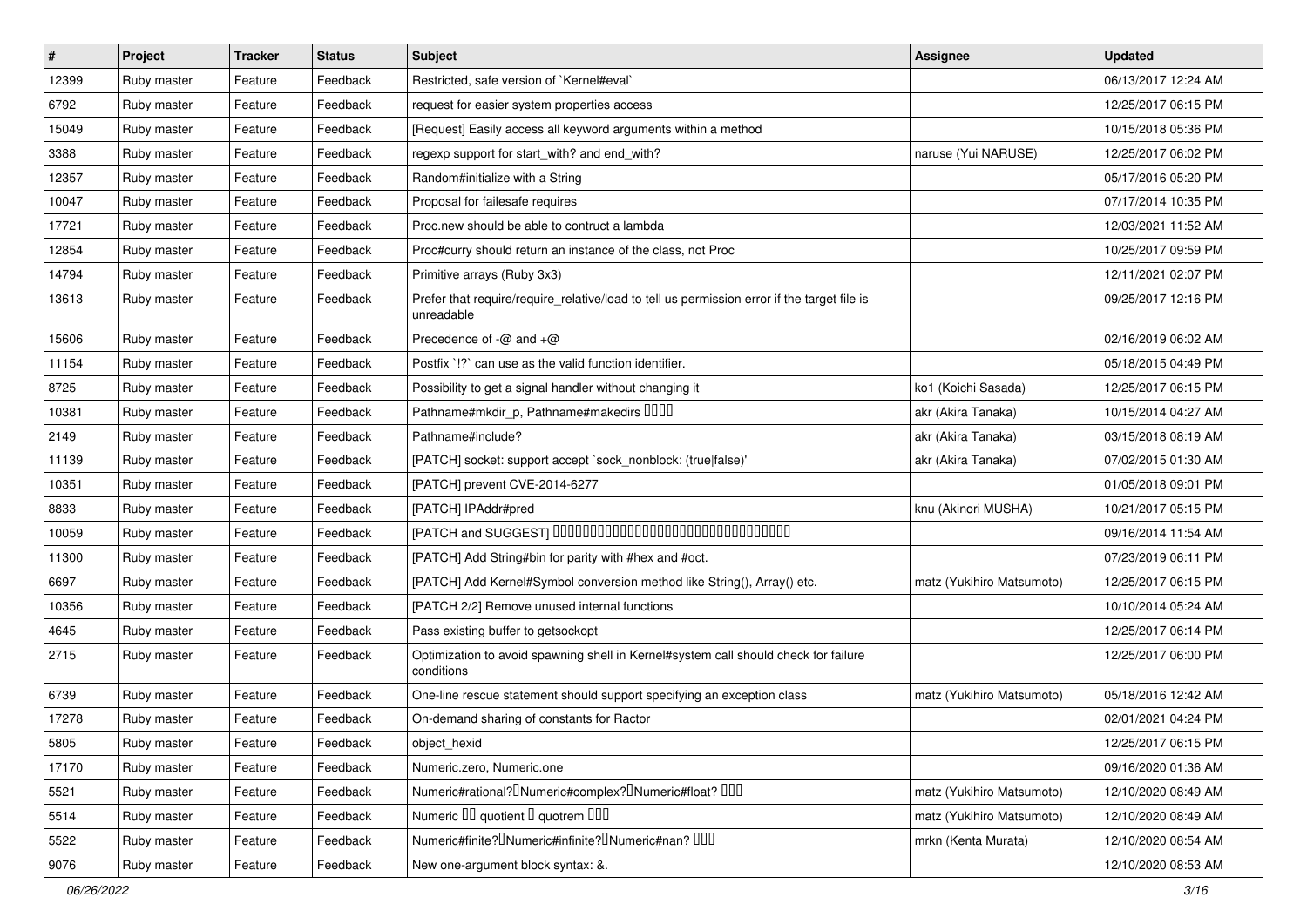| # | Project | Tracker | Status | Subject | Assignee | Updated |
|---|---|---|---|---|---|---|
| 12399 | Ruby master | Feature | Feedback | Restricted, safe version of `Kernel#eval` | | 06/13/2017 12:24 AM |
| 6792 | Ruby master | Feature | Feedback | request for easier system properties access | | 12/25/2017 06:15 PM |
| 15049 | Ruby master | Feature | Feedback | [Request] Easily access all keyword arguments within a method | | 10/15/2018 05:36 PM |
| 3388 | Ruby master | Feature | Feedback | regexp support for start_with? and end_with? | naruse (Yui NARUSE) | 12/25/2017 06:02 PM |
| 12357 | Ruby master | Feature | Feedback | Random#initialize with a String | | 05/17/2016 05:20 PM |
| 10047 | Ruby master | Feature | Feedback | Proposal for failesafe requires | | 07/17/2014 10:35 PM |
| 17721 | Ruby master | Feature | Feedback | Proc.new should be able to contruct a lambda | | 12/03/2021 11:52 AM |
| 12854 | Ruby master | Feature | Feedback | Proc#curry should return an instance of the class, not Proc | | 10/25/2017 09:59 PM |
| 14794 | Ruby master | Feature | Feedback | Primitive arrays (Ruby 3x3) | | 12/11/2021 02:07 PM |
| 13613 | Ruby master | Feature | Feedback | Prefer that require/require_relative/load to tell us permission error if the target file is unreadable | | 09/25/2017 12:16 PM |
| 15606 | Ruby master | Feature | Feedback | Precedence of -@ and +@ | | 02/16/2019 06:02 AM |
| 11154 | Ruby master | Feature | Feedback | Postfix `!?` can use as the valid function identifier. | | 05/18/2015 04:49 PM |
| 8725 | Ruby master | Feature | Feedback | Possibility to get a signal handler without changing it | ko1 (Koichi Sasada) | 12/25/2017 06:15 PM |
| 10381 | Ruby master | Feature | Feedback | Pathname#mkdir_p, Pathname#makedirs □□□□ | akr (Akira Tanaka) | 10/15/2014 04:27 AM |
| 2149 | Ruby master | Feature | Feedback | Pathname#include? | akr (Akira Tanaka) | 03/15/2018 08:19 AM |
| 11139 | Ruby master | Feature | Feedback | [PATCH] socket: support accept `sock_nonblock: (true\|false)' | akr (Akira Tanaka) | 07/02/2015 01:30 AM |
| 10351 | Ruby master | Feature | Feedback | [PATCH] prevent CVE-2014-6277 | | 01/05/2018 09:01 PM |
| 8833 | Ruby master | Feature | Feedback | [PATCH] IPAddr#pred | knu (Akinori MUSHA) | 10/21/2017 05:15 PM |
| 10059 | Ruby master | Feature | Feedback | [PATCH and SUGGEST] □□□□□□□□□□□□□□□□□□□□□□□□□□□□□□□□□□□ | | 09/16/2014 11:54 AM |
| 11300 | Ruby master | Feature | Feedback | [PATCH] Add String#bin for parity with #hex and #oct. | | 07/23/2019 06:11 PM |
| 6697 | Ruby master | Feature | Feedback | [PATCH] Add Kernel#Symbol conversion method like String(), Array() etc. | matz (Yukihiro Matsumoto) | 12/25/2017 06:15 PM |
| 10356 | Ruby master | Feature | Feedback | [PATCH 2/2] Remove unused internal functions | | 10/10/2014 05:24 AM |
| 4645 | Ruby master | Feature | Feedback | Pass existing buffer to getsockopt | | 12/25/2017 06:14 PM |
| 2715 | Ruby master | Feature | Feedback | Optimization to avoid spawning shell in Kernel#system call should check for failure conditions | | 12/25/2017 06:00 PM |
| 6739 | Ruby master | Feature | Feedback | One-line rescue statement should support specifying an exception class | matz (Yukihiro Matsumoto) | 05/18/2016 12:42 AM |
| 17278 | Ruby master | Feature | Feedback | On-demand sharing of constants for Ractor | | 02/01/2021 04:24 PM |
| 5805 | Ruby master | Feature | Feedback | object_hexid | | 12/25/2017 06:15 PM |
| 17170 | Ruby master | Feature | Feedback | Numeric.zero, Numeric.one | | 09/16/2020 01:36 AM |
| 5521 | Ruby master | Feature | Feedback | Numeric#rational?□Numeric#complex?□Numeric#float? □□□ | matz (Yukihiro Matsumoto) | 12/10/2020 08:49 AM |
| 5514 | Ruby master | Feature | Feedback | Numeric □□ quotient □ quotrem □□□ | matz (Yukihiro Matsumoto) | 12/10/2020 08:49 AM |
| 5522 | Ruby master | Feature | Feedback | Numeric#finite?□Numeric#infinite?□Numeric#nan? □□□ | mrkn (Kenta Murata) | 12/10/2020 08:54 AM |
| 9076 | Ruby master | Feature | Feedback | New one-argument block syntax: &. | | 12/10/2020 08:53 AM |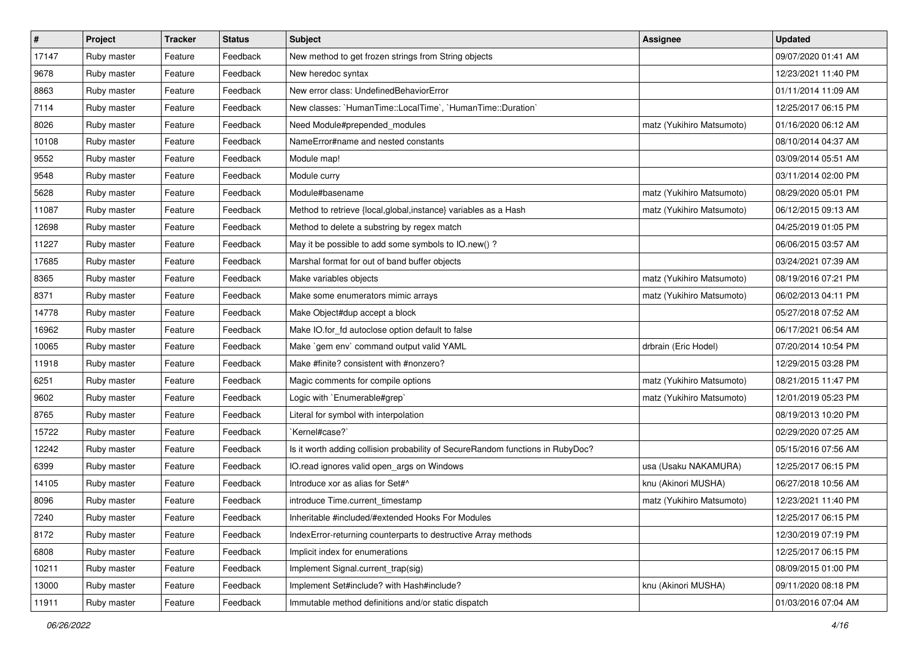| # | Project | Tracker | Status | Subject | Assignee | Updated |
| --- | --- | --- | --- | --- | --- | --- |
| 17147 | Ruby master | Feature | Feedback | New method to get frozen strings from String objects |  | 09/07/2020 01:41 AM |
| 9678 | Ruby master | Feature | Feedback | New heredoc syntax |  | 12/23/2021 11:40 PM |
| 8863 | Ruby master | Feature | Feedback | New error class: UndefinedBehaviorError |  | 01/11/2014 11:09 AM |
| 7114 | Ruby master | Feature | Feedback | New classes: `HumanTime::LocalTime`, `HumanTime::Duration` |  | 12/25/2017 06:15 PM |
| 8026 | Ruby master | Feature | Feedback | Need Module#prepended_modules | matz (Yukihiro Matsumoto) | 01/16/2020 06:12 AM |
| 10108 | Ruby master | Feature | Feedback | NameError#name and nested constants |  | 08/10/2014 04:37 AM |
| 9552 | Ruby master | Feature | Feedback | Module map! |  | 03/09/2014 05:51 AM |
| 9548 | Ruby master | Feature | Feedback | Module curry |  | 03/11/2014 02:00 PM |
| 5628 | Ruby master | Feature | Feedback | Module#basename | matz (Yukihiro Matsumoto) | 08/29/2020 05:01 PM |
| 11087 | Ruby master | Feature | Feedback | Method to retrieve {local,global,instance} variables as a Hash | matz (Yukihiro Matsumoto) | 06/12/2015 09:13 AM |
| 12698 | Ruby master | Feature | Feedback | Method to delete a substring by regex match |  | 04/25/2019 01:05 PM |
| 11227 | Ruby master | Feature | Feedback | May it be possible to add some symbols to IO.new() ? |  | 06/06/2015 03:57 AM |
| 17685 | Ruby master | Feature | Feedback | Marshal format for out of band buffer objects |  | 03/24/2021 07:39 AM |
| 8365 | Ruby master | Feature | Feedback | Make variables objects | matz (Yukihiro Matsumoto) | 08/19/2016 07:21 PM |
| 8371 | Ruby master | Feature | Feedback | Make some enumerators mimic arrays | matz (Yukihiro Matsumoto) | 06/02/2013 04:11 PM |
| 14778 | Ruby master | Feature | Feedback | Make Object#dup accept a block |  | 05/27/2018 07:52 AM |
| 16962 | Ruby master | Feature | Feedback | Make IO.for_fd autoclose option default to false |  | 06/17/2021 06:54 AM |
| 10065 | Ruby master | Feature | Feedback | Make `gem env` command output valid YAML | drbrain (Eric Hodel) | 07/20/2014 10:54 PM |
| 11918 | Ruby master | Feature | Feedback | Make #finite? consistent with #nonzero? |  | 12/29/2015 03:28 PM |
| 6251 | Ruby master | Feature | Feedback | Magic comments for compile options | matz (Yukihiro Matsumoto) | 08/21/2015 11:47 PM |
| 9602 | Ruby master | Feature | Feedback | Logic with `Enumerable#grep` | matz (Yukihiro Matsumoto) | 12/01/2019 05:23 PM |
| 8765 | Ruby master | Feature | Feedback | Literal for symbol with interpolation |  | 08/19/2013 10:20 PM |
| 15722 | Ruby master | Feature | Feedback | `Kernel#case?` |  | 02/29/2020 07:25 AM |
| 12242 | Ruby master | Feature | Feedback | Is it worth adding collision probability of SecureRandom functions in RubyDoc? |  | 05/15/2016 07:56 AM |
| 6399 | Ruby master | Feature | Feedback | IO.read ignores valid open_args on Windows | usa (Usaku NAKAMURA) | 12/25/2017 06:15 PM |
| 14105 | Ruby master | Feature | Feedback | Introduce xor as alias for Set#^ | knu (Akinori MUSHA) | 06/27/2018 10:56 AM |
| 8096 | Ruby master | Feature | Feedback | introduce Time.current_timestamp | matz (Yukihiro Matsumoto) | 12/23/2021 11:40 PM |
| 7240 | Ruby master | Feature | Feedback | Inheritable #included/#extended Hooks For Modules |  | 12/25/2017 06:15 PM |
| 8172 | Ruby master | Feature | Feedback | IndexError-returning counterparts to destructive Array methods |  | 12/30/2019 07:19 PM |
| 6808 | Ruby master | Feature | Feedback | Implicit index for enumerations |  | 12/25/2017 06:15 PM |
| 10211 | Ruby master | Feature | Feedback | Implement Signal.current_trap(sig) |  | 08/09/2015 01:00 PM |
| 13000 | Ruby master | Feature | Feedback | Implement Set#include? with Hash#include? | knu (Akinori MUSHA) | 09/11/2020 08:18 PM |
| 11911 | Ruby master | Feature | Feedback | Immutable method definitions and/or static dispatch |  | 01/03/2016 07:04 AM |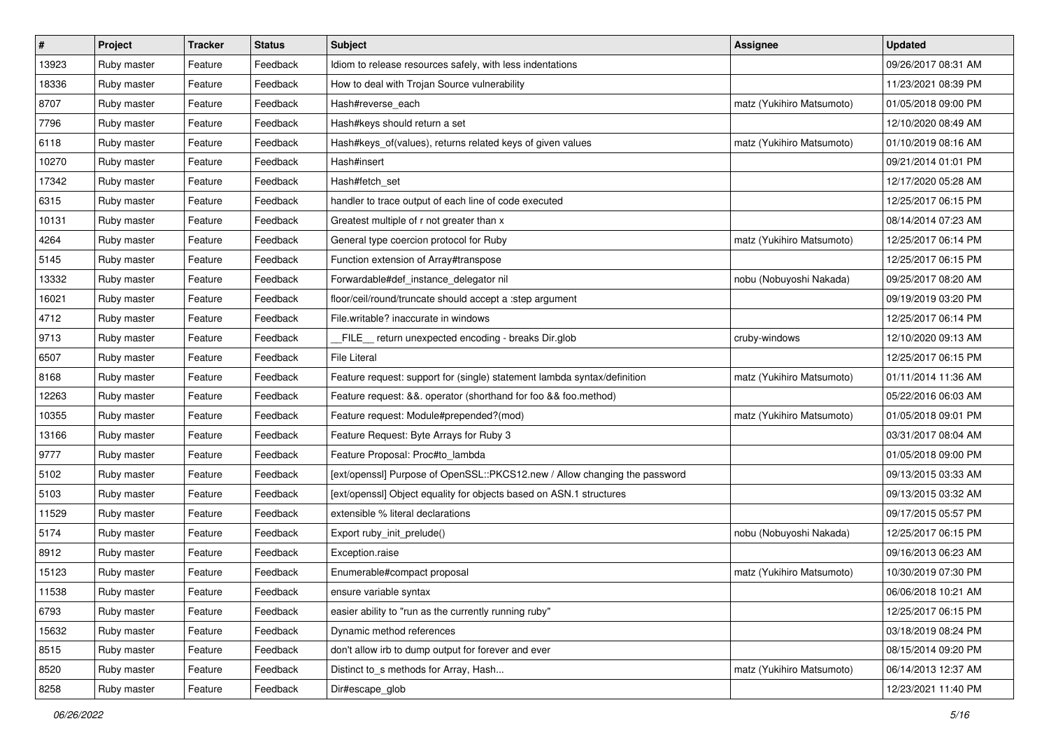| # | Project | Tracker | Status | Subject | Assignee | Updated |
|---|---|---|---|---|---|---|
| 13923 | Ruby master | Feature | Feedback | Idiom to release resources safely, with less indentations | | 09/26/2017 08:31 AM |
| 18336 | Ruby master | Feature | Feedback | How to deal with Trojan Source vulnerability | | 11/23/2021 08:39 PM |
| 8707 | Ruby master | Feature | Feedback | Hash#reverse_each | matz (Yukihiro Matsumoto) | 01/05/2018 09:00 PM |
| 7796 | Ruby master | Feature | Feedback | Hash#keys should return a set | | 12/10/2020 08:49 AM |
| 6118 | Ruby master | Feature | Feedback | Hash#keys_of(values), returns related keys of given values | matz (Yukihiro Matsumoto) | 01/10/2019 08:16 AM |
| 10270 | Ruby master | Feature | Feedback | Hash#insert | | 09/21/2014 01:01 PM |
| 17342 | Ruby master | Feature | Feedback | Hash#fetch_set | | 12/17/2020 05:28 AM |
| 6315 | Ruby master | Feature | Feedback | handler to trace output of each line of code executed | | 12/25/2017 06:15 PM |
| 10131 | Ruby master | Feature | Feedback | Greatest multiple of r not greater than x | | 08/14/2014 07:23 AM |
| 4264 | Ruby master | Feature | Feedback | General type coercion protocol for Ruby | matz (Yukihiro Matsumoto) | 12/25/2017 06:14 PM |
| 5145 | Ruby master | Feature | Feedback | Function extension of Array#transpose | | 12/25/2017 06:15 PM |
| 13332 | Ruby master | Feature | Feedback | Forwardable#def_instance_delegator nil | nobu (Nobuyoshi Nakada) | 09/25/2017 08:20 AM |
| 16021 | Ruby master | Feature | Feedback | floor/ceil/round/truncate should accept a :step argument | | 09/19/2019 03:20 PM |
| 4712 | Ruby master | Feature | Feedback | File.writable? inaccurate in windows | | 12/25/2017 06:14 PM |
| 9713 | Ruby master | Feature | Feedback | __FILE__ return unexpected encoding - breaks Dir.glob | cruby-windows | 12/10/2020 09:13 AM |
| 6507 | Ruby master | Feature | Feedback | File Literal | | 12/25/2017 06:15 PM |
| 8168 | Ruby master | Feature | Feedback | Feature request: support for (single) statement lambda syntax/definition | matz (Yukihiro Matsumoto) | 01/11/2014 11:36 AM |
| 12263 | Ruby master | Feature | Feedback | Feature request: &&. operator (shorthand for foo && foo.method) | | 05/22/2016 06:03 AM |
| 10355 | Ruby master | Feature | Feedback | Feature request: Module#prepended?(mod) | matz (Yukihiro Matsumoto) | 01/05/2018 09:01 PM |
| 13166 | Ruby master | Feature | Feedback | Feature Request: Byte Arrays for Ruby 3 | | 03/31/2017 08:04 AM |
| 9777 | Ruby master | Feature | Feedback | Feature Proposal: Proc#to_lambda | | 01/05/2018 09:00 PM |
| 5102 | Ruby master | Feature | Feedback | [ext/openssl] Purpose of OpenSSL::PKCS12.new / Allow changing the password | | 09/13/2015 03:33 AM |
| 5103 | Ruby master | Feature | Feedback | [ext/openssl] Object equality for objects based on ASN.1 structures | | 09/13/2015 03:32 AM |
| 11529 | Ruby master | Feature | Feedback | extensible % literal declarations | | 09/17/2015 05:57 PM |
| 5174 | Ruby master | Feature | Feedback | Export ruby_init_prelude() | nobu (Nobuyoshi Nakada) | 12/25/2017 06:15 PM |
| 8912 | Ruby master | Feature | Feedback | Exception.raise | | 09/16/2013 06:23 AM |
| 15123 | Ruby master | Feature | Feedback | Enumerable#compact proposal | matz (Yukihiro Matsumoto) | 10/30/2019 07:30 PM |
| 11538 | Ruby master | Feature | Feedback | ensure variable syntax | | 06/06/2018 10:21 AM |
| 6793 | Ruby master | Feature | Feedback | easier ability to "run as the currently running ruby" | | 12/25/2017 06:15 PM |
| 15632 | Ruby master | Feature | Feedback | Dynamic method references | | 03/18/2019 08:24 PM |
| 8515 | Ruby master | Feature | Feedback | don't allow irb to dump output for forever and ever | | 08/15/2014 09:20 PM |
| 8520 | Ruby master | Feature | Feedback | Distinct to_s methods for Array, Hash... | matz (Yukihiro Matsumoto) | 06/14/2013 12:37 AM |
| 8258 | Ruby master | Feature | Feedback | Dir#escape_glob | | 12/23/2021 11:40 PM |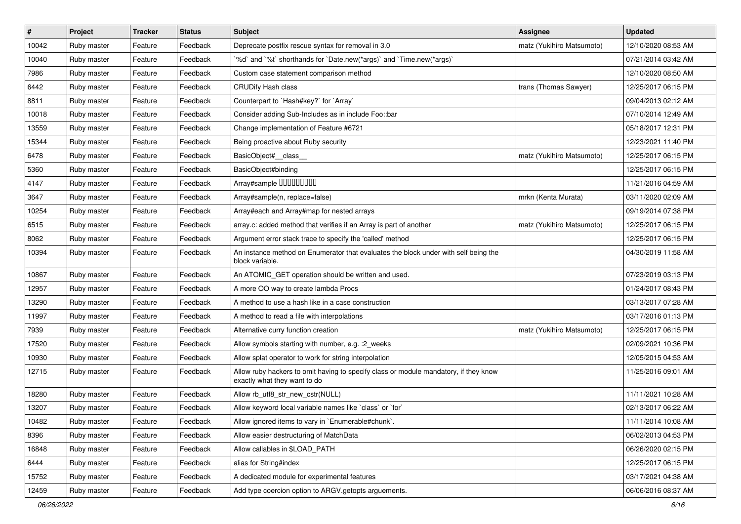| # | Project | Tracker | Status | Subject | Assignee | Updated |
|---|---|---|---|---|---|---|
| 10042 | Ruby master | Feature | Feedback | Deprecate postfix rescue syntax for removal in 3.0 | matz (Yukihiro Matsumoto) | 12/10/2020 08:53 AM |
| 10040 | Ruby master | Feature | Feedback | `%d` and `%t` shorthands for `Date.new(*args)` and `Time.new(*args)` | | 07/21/2014 03:42 AM |
| 7986 | Ruby master | Feature | Feedback | Custom case statement comparison method | | 12/10/2020 08:50 AM |
| 6442 | Ruby master | Feature | Feedback | CRUDify Hash class | trans (Thomas Sawyer) | 12/25/2017 06:15 PM |
| 8811 | Ruby master | Feature | Feedback | Counterpart to `Hash#key?` for `Array` | | 09/04/2013 02:12 AM |
| 10018 | Ruby master | Feature | Feedback | Consider adding Sub-Includes as in include Foo::bar | | 07/10/2014 12:49 AM |
| 13559 | Ruby master | Feature | Feedback | Change implementation of Feature #6721 | | 05/18/2017 12:31 PM |
| 15344 | Ruby master | Feature | Feedback | Being proactive about Ruby security | | 12/23/2021 11:40 PM |
| 6478 | Ruby master | Feature | Feedback | BasicObject#__class__ | matz (Yukihiro Matsumoto) | 12/25/2017 06:15 PM |
| 5360 | Ruby master | Feature | Feedback | BasicObject#binding | | 12/25/2017 06:15 PM |
| 4147 | Ruby master | Feature | Feedback | Array#sample ���������� | | 11/21/2016 04:59 AM |
| 3647 | Ruby master | Feature | Feedback | Array#sample(n, replace=false) | mrkn (Kenta Murata) | 03/11/2020 02:09 AM |
| 10254 | Ruby master | Feature | Feedback | Array#each and Array#map for nested arrays | | 09/19/2014 07:38 PM |
| 6515 | Ruby master | Feature | Feedback | array.c: added method that verifies if an Array is part of another | matz (Yukihiro Matsumoto) | 12/25/2017 06:15 PM |
| 8062 | Ruby master | Feature | Feedback | Argument error stack trace to specify the 'called' method | | 12/25/2017 06:15 PM |
| 10394 | Ruby master | Feature | Feedback | An instance method on Enumerator that evaluates the block under with self being the block variable. | | 04/30/2019 11:58 AM |
| 10867 | Ruby master | Feature | Feedback | An ATOMIC_GET operation should be written and used. | | 07/23/2019 03:13 PM |
| 12957 | Ruby master | Feature | Feedback | A more OO way to create lambda Procs | | 01/24/2017 08:43 PM |
| 13290 | Ruby master | Feature | Feedback | A method to use a hash like in a case construction | | 03/13/2017 07:28 AM |
| 11997 | Ruby master | Feature | Feedback | A method to read a file with interpolations | | 03/17/2016 01:13 PM |
| 7939 | Ruby master | Feature | Feedback | Alternative curry function creation | matz (Yukihiro Matsumoto) | 12/25/2017 06:15 PM |
| 17520 | Ruby master | Feature | Feedback | Allow symbols starting with number, e.g. :2_weeks | | 02/09/2021 10:36 PM |
| 10930 | Ruby master | Feature | Feedback | Allow splat operator to work for string interpolation | | 12/05/2015 04:53 AM |
| 12715 | Ruby master | Feature | Feedback | Allow ruby hackers to omit having to specify class or module mandatory, if they know exactly what they want to do | | 11/25/2016 09:01 AM |
| 18280 | Ruby master | Feature | Feedback | Allow rb_utf8_str_new_cstr(NULL) | | 11/11/2021 10:28 AM |
| 13207 | Ruby master | Feature | Feedback | Allow keyword local variable names like `class` or `for` | | 02/13/2017 06:22 AM |
| 10482 | Ruby master | Feature | Feedback | Allow ignored items to vary in `Enumerable#chunk`. | | 11/11/2014 10:08 AM |
| 8396 | Ruby master | Feature | Feedback | Allow easier destructuring of MatchData | | 06/02/2013 04:53 PM |
| 16848 | Ruby master | Feature | Feedback | Allow callables in $LOAD_PATH | | 06/26/2020 02:15 PM |
| 6444 | Ruby master | Feature | Feedback | alias for String#index | | 12/25/2017 06:15 PM |
| 15752 | Ruby master | Feature | Feedback | A dedicated module for experimental features | | 03/17/2021 04:38 AM |
| 12459 | Ruby master | Feature | Feedback | Add type coercion option to ARGV.getopts arguements. | | 06/06/2016 08:37 AM |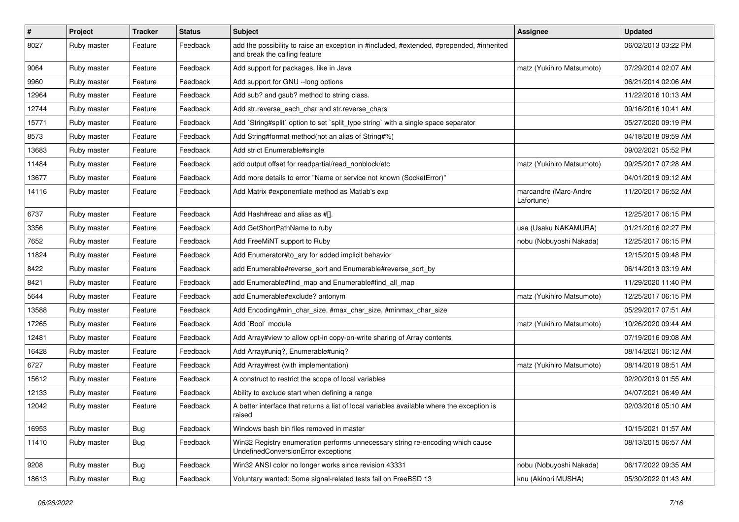| # | Project | Tracker | Status | Subject | Assignee | Updated |
| --- | --- | --- | --- | --- | --- | --- |
| 8027 | Ruby master | Feature | Feedback | add the possibility to raise an exception in #included, #extended, #prepended, #inherited and break the calling feature | | 06/02/2013 03:22 PM |
| 9064 | Ruby master | Feature | Feedback | Add support for packages, like in Java | matz (Yukihiro Matsumoto) | 07/29/2014 02:07 AM |
| 9960 | Ruby master | Feature | Feedback | Add support for GNU --long options | | 06/21/2014 02:06 AM |
| 12964 | Ruby master | Feature | Feedback | Add sub? and gsub? method to string class. | | 11/22/2016 10:13 AM |
| 12744 | Ruby master | Feature | Feedback | Add str.reverse_each_char and str.reverse_chars | | 09/16/2016 10:41 AM |
| 15771 | Ruby master | Feature | Feedback | Add `String#split` option to set `split_type string` with a single space separator | | 05/27/2020 09:19 PM |
| 8573 | Ruby master | Feature | Feedback | Add String#format method(not an alias of String#%) | | 04/18/2018 09:59 AM |
| 13683 | Ruby master | Feature | Feedback | Add strict Enumerable#single | | 09/02/2021 05:52 PM |
| 11484 | Ruby master | Feature | Feedback | add output offset for readpartial/read_nonblock/etc | matz (Yukihiro Matsumoto) | 09/25/2017 07:28 AM |
| 13677 | Ruby master | Feature | Feedback | Add more details to error "Name or service not known (SocketError)" | | 04/01/2019 09:12 AM |
| 14116 | Ruby master | Feature | Feedback | Add Matrix #exponentiate method as Matlab's exp | marcandre (Marc-Andre Lafortune) | 11/20/2017 06:52 AM |
| 6737 | Ruby master | Feature | Feedback | Add Hash#read and alias as #[]. | | 12/25/2017 06:15 PM |
| 3356 | Ruby master | Feature | Feedback | Add GetShortPathName to ruby | usa (Usaku NAKAMURA) | 01/21/2016 02:27 PM |
| 7652 | Ruby master | Feature | Feedback | Add FreeMiNT support to Ruby | nobu (Nobuyoshi Nakada) | 12/25/2017 06:15 PM |
| 11824 | Ruby master | Feature | Feedback | Add Enumerator#to_ary for added implicit behavior | | 12/15/2015 09:48 PM |
| 8422 | Ruby master | Feature | Feedback | add Enumerable#reverse_sort and Enumerable#reverse_sort_by | | 06/14/2013 03:19 AM |
| 8421 | Ruby master | Feature | Feedback | add Enumerable#find_map and Enumerable#find_all_map | | 11/29/2020 11:40 PM |
| 5644 | Ruby master | Feature | Feedback | add Enumerable#exclude? antonym | matz (Yukihiro Matsumoto) | 12/25/2017 06:15 PM |
| 13588 | Ruby master | Feature | Feedback | Add Encoding#min_char_size, #max_char_size, #minmax_char_size | | 05/29/2017 07:51 AM |
| 17265 | Ruby master | Feature | Feedback | Add `Bool` module | matz (Yukihiro Matsumoto) | 10/26/2020 09:44 AM |
| 12481 | Ruby master | Feature | Feedback | Add Array#view to allow opt-in copy-on-write sharing of Array contents | | 07/19/2016 09:08 AM |
| 16428 | Ruby master | Feature | Feedback | Add Array#uniq?, Enumerable#uniq? | | 08/14/2021 06:12 AM |
| 6727 | Ruby master | Feature | Feedback | Add Array#rest (with implementation) | matz (Yukihiro Matsumoto) | 08/14/2019 08:51 AM |
| 15612 | Ruby master | Feature | Feedback | A construct to restrict the scope of local variables | | 02/20/2019 01:55 AM |
| 12133 | Ruby master | Feature | Feedback | Ability to exclude start when defining a range | | 04/07/2021 06:49 AM |
| 12042 | Ruby master | Feature | Feedback | A better interface that returns a list of local variables available where the exception is raised | | 02/03/2016 05:10 AM |
| 16953 | Ruby master | Bug | Feedback | Windows bash bin files removed in master | | 10/15/2021 01:57 AM |
| 11410 | Ruby master | Bug | Feedback | Win32 Registry enumeration performs unnecessary string re-encoding which cause UndefinedConversionError exceptions | | 08/13/2015 06:57 AM |
| 9208 | Ruby master | Bug | Feedback | Win32 ANSI color no longer works since revision 43331 | nobu (Nobuyoshi Nakada) | 06/17/2022 09:35 AM |
| 18613 | Ruby master | Bug | Feedback | Voluntary wanted: Some signal-related tests fail on FreeBSD 13 | knu (Akinori MUSHA) | 05/30/2022 01:43 AM |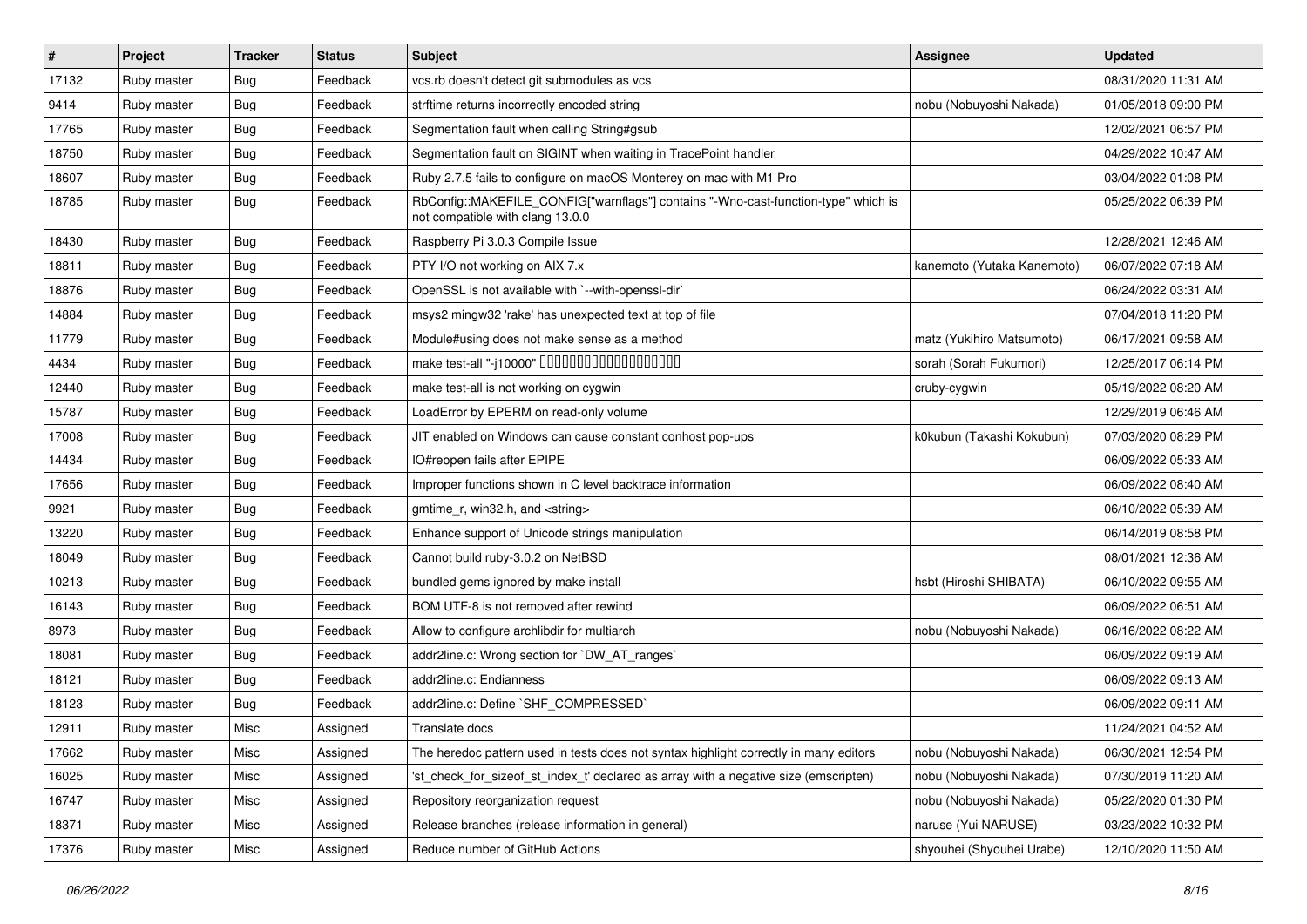| # | Project | Tracker | Status | Subject | Assignee | Updated |
| --- | --- | --- | --- | --- | --- | --- |
| 17132 | Ruby master | Bug | Feedback | vcs.rb doesn't detect git submodules as vcs | | 08/31/2020 11:31 AM |
| 9414 | Ruby master | Bug | Feedback | strftime returns incorrectly encoded string | nobu (Nobuyoshi Nakada) | 01/05/2018 09:00 PM |
| 17765 | Ruby master | Bug | Feedback | Segmentation fault when calling String#gsub | | 12/02/2021 06:57 PM |
| 18750 | Ruby master | Bug | Feedback | Segmentation fault on SIGINT when waiting in TracePoint handler | | 04/29/2022 10:47 AM |
| 18607 | Ruby master | Bug | Feedback | Ruby 2.7.5 fails to configure on macOS Monterey on mac with M1 Pro | | 03/04/2022 01:08 PM |
| 18785 | Ruby master | Bug | Feedback | RbConfig::MAKEFILE_CONFIG["warnflags"] contains "-Wno-cast-function-type" which is not compatible with clang 13.0.0 | | 05/25/2022 06:39 PM |
| 18430 | Ruby master | Bug | Feedback | Raspberry Pi 3.0.3 Compile Issue | | 12/28/2021 12:46 AM |
| 18811 | Ruby master | Bug | Feedback | PTY I/O not working on AIX 7.x | kanemoto (Yutaka Kanemoto) | 06/07/2022 07:18 AM |
| 18876 | Ruby master | Bug | Feedback | OpenSSL is not available with `--with-openssl-dir` | | 06/24/2022 03:31 AM |
| 14884 | Ruby master | Bug | Feedback | msys2 mingw32 'rake' has unexpected text at top of file | | 07/04/2018 11:20 PM |
| 11779 | Ruby master | Bug | Feedback | Module#using does not make sense as a method | matz (Yukihiro Matsumoto) | 06/17/2021 09:58 AM |
| 4434 | Ruby master | Bug | Feedback | make test-all "-j10000" □□□□□□□□□□□□□□□□□□□□ | sorah (Sorah Fukumori) | 12/25/2017 06:14 PM |
| 12440 | Ruby master | Bug | Feedback | make test-all is not working on cygwin | cruby-cygwin | 05/19/2022 08:20 AM |
| 15787 | Ruby master | Bug | Feedback | LoadError by EPERM on read-only volume | | 12/29/2019 06:46 AM |
| 17008 | Ruby master | Bug | Feedback | JIT enabled on Windows can cause constant conhost pop-ups | k0kubun (Takashi Kokubun) | 07/03/2020 08:29 PM |
| 14434 | Ruby master | Bug | Feedback | IO#reopen fails after EPIPE | | 06/09/2022 05:33 AM |
| 17656 | Ruby master | Bug | Feedback | Improper functions shown in C level backtrace information | | 06/09/2022 08:40 AM |
| 9921 | Ruby master | Bug | Feedback | gmtime_r, win32.h, and <string> | | 06/10/2022 05:39 AM |
| 13220 | Ruby master | Bug | Feedback | Enhance support of Unicode strings manipulation | | 06/14/2019 08:58 PM |
| 18049 | Ruby master | Bug | Feedback | Cannot build ruby-3.0.2 on NetBSD | | 08/01/2021 12:36 AM |
| 10213 | Ruby master | Bug | Feedback | bundled gems ignored by make install | hsbt (Hiroshi SHIBATA) | 06/10/2022 09:55 AM |
| 16143 | Ruby master | Bug | Feedback | BOM UTF-8 is not removed after rewind | | 06/09/2022 06:51 AM |
| 8973 | Ruby master | Bug | Feedback | Allow to configure archlibdir for multiarch | nobu (Nobuyoshi Nakada) | 06/16/2022 08:22 AM |
| 18081 | Ruby master | Bug | Feedback | addr2line.c: Wrong section for `DW_AT_ranges` | | 06/09/2022 09:19 AM |
| 18121 | Ruby master | Bug | Feedback | addr2line.c: Endianness | | 06/09/2022 09:13 AM |
| 18123 | Ruby master | Bug | Feedback | addr2line.c: Define `SHF_COMPRESSED` | | 06/09/2022 09:11 AM |
| 12911 | Ruby master | Misc | Assigned | Translate docs | | 11/24/2021 04:52 AM |
| 17662 | Ruby master | Misc | Assigned | The heredoc pattern used in tests does not syntax highlight correctly in many editors | nobu (Nobuyoshi Nakada) | 06/30/2021 12:54 PM |
| 16025 | Ruby master | Misc | Assigned | 'st_check_for_sizeof_st_index_t' declared as array with a negative size (emscripten) | nobu (Nobuyoshi Nakada) | 07/30/2019 11:20 AM |
| 16747 | Ruby master | Misc | Assigned | Repository reorganization request | nobu (Nobuyoshi Nakada) | 05/22/2020 01:30 PM |
| 18371 | Ruby master | Misc | Assigned | Release branches (release information in general) | naruse (Yui NARUSE) | 03/23/2022 10:32 PM |
| 17376 | Ruby master | Misc | Assigned | Reduce number of GitHub Actions | shyouhei (Shyouhei Urabe) | 12/10/2020 11:50 AM |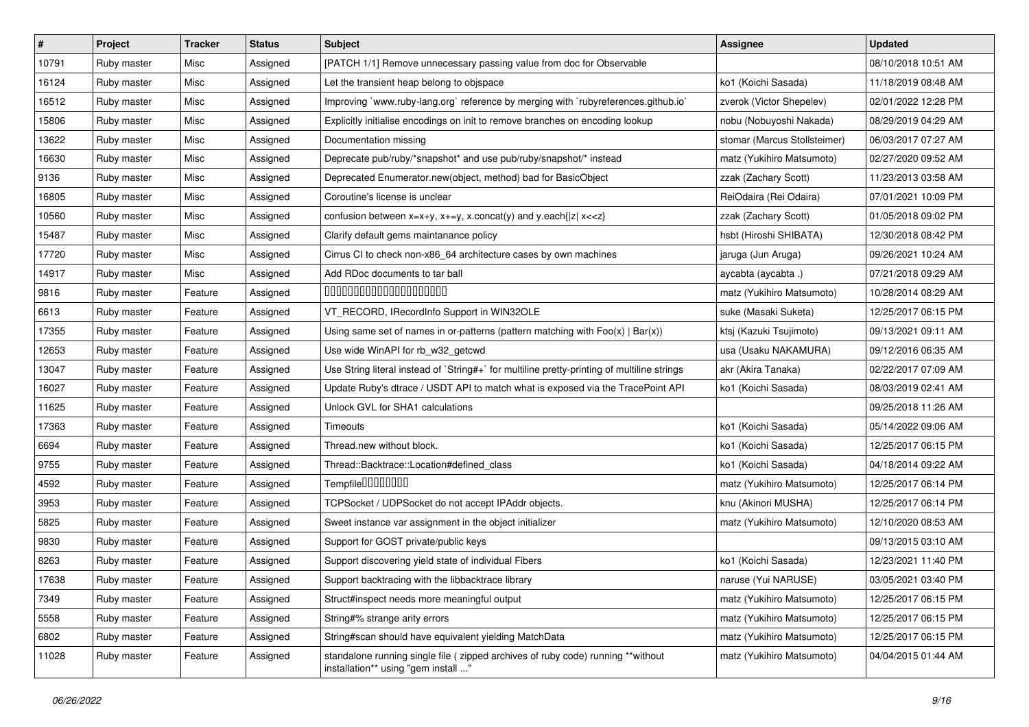| # | Project | Tracker | Status | Subject | Assignee | Updated |
|---|---|---|---|---|---|---|
| 10791 | Ruby master | Misc | Assigned | [PATCH 1/1] Remove unnecessary passing value from doc for Observable | | 08/10/2018 10:51 AM |
| 16124 | Ruby master | Misc | Assigned | Let the transient heap belong to objspace | ko1 (Koichi Sasada) | 11/18/2019 08:48 AM |
| 16512 | Ruby master | Misc | Assigned | Improving `www.ruby-lang.org` reference by merging with `rubyreferences.github.io` | zverok (Victor Shepelev) | 02/01/2022 12:28 PM |
| 15806 | Ruby master | Misc | Assigned | Explicitly initialise encodings on init to remove branches on encoding lookup | nobu (Nobuyoshi Nakada) | 08/29/2019 04:29 AM |
| 13622 | Ruby master | Misc | Assigned | Documentation missing | stomar (Marcus Stollsteimer) | 06/03/2017 07:27 AM |
| 16630 | Ruby master | Misc | Assigned | Deprecate pub/ruby/*snapshot* and use pub/ruby/snapshot/* instead | matz (Yukihiro Matsumoto) | 02/27/2020 09:52 AM |
| 9136 | Ruby master | Misc | Assigned | Deprecated Enumerator.new(object, method) bad for BasicObject | zzak (Zachary Scott) | 11/23/2013 03:58 AM |
| 16805 | Ruby master | Misc | Assigned | Coroutine's license is unclear | ReiOdaira (Rei Odaira) | 07/01/2021 10:09 PM |
| 10560 | Ruby master | Misc | Assigned | confusion between x=x+y, x+=y, x.concat(y) and y.each{\|z\| x<<z} | zzak (Zachary Scott) | 01/05/2018 09:02 PM |
| 15487 | Ruby master | Misc | Assigned | Clarify default gems maintanance policy | hsbt (Hiroshi SHIBATA) | 12/30/2018 08:42 PM |
| 17720 | Ruby master | Misc | Assigned | Cirrus CI to check non-x86_64 architecture cases by own machines | jaruga (Jun Aruga) | 09/26/2021 10:24 AM |
| 14917 | Ruby master | Misc | Assigned | Add RDoc documents to tar ball | aycabta (aycabta .) | 07/21/2018 09:29 AM |
| 9816 | Ruby master | Feature | Assigned | □□□□□□□□□□□□□□□□□□□□□□ | matz (Yukihiro Matsumoto) | 10/28/2014 08:29 AM |
| 6613 | Ruby master | Feature | Assigned | VT_RECORD, IRecordInfo Support in WIN32OLE | suke (Masaki Suketa) | 12/25/2017 06:15 PM |
| 17355 | Ruby master | Feature | Assigned | Using same set of names in or-patterns (pattern matching with Foo(x) \| Bar(x)) | ktsj (Kazuki Tsujimoto) | 09/13/2021 09:11 AM |
| 12653 | Ruby master | Feature | Assigned | Use wide WinAPI for rb_w32_getcwd | usa (Usaku NAKAMURA) | 09/12/2016 06:35 AM |
| 13047 | Ruby master | Feature | Assigned | Use String literal instead of `String#+` for multiline pretty-printing of multiline strings | akr (Akira Tanaka) | 02/22/2017 07:09 AM |
| 16027 | Ruby master | Feature | Assigned | Update Ruby's dtrace / USDT API to match what is exposed via the TracePoint API | ko1 (Koichi Sasada) | 08/03/2019 02:41 AM |
| 11625 | Ruby master | Feature | Assigned | Unlock GVL for SHA1 calculations | | 09/25/2018 11:26 AM |
| 17363 | Ruby master | Feature | Assigned | Timeouts | ko1 (Koichi Sasada) | 05/14/2022 09:06 AM |
| 6694 | Ruby master | Feature | Assigned | Thread.new without block. | ko1 (Koichi Sasada) | 12/25/2017 06:15 PM |
| 9755 | Ruby master | Feature | Assigned | Thread::Backtrace::Location#defined_class | ko1 (Koichi Sasada) | 04/18/2014 09:22 AM |
| 4592 | Ruby master | Feature | Assigned | Tempfile□□□□□□□□ | matz (Yukihiro Matsumoto) | 12/25/2017 06:14 PM |
| 3953 | Ruby master | Feature | Assigned | TCPSocket / UDPSocket do not accept IPAddr objects. | knu (Akinori MUSHA) | 12/25/2017 06:14 PM |
| 5825 | Ruby master | Feature | Assigned | Sweet instance var assignment in the object initializer | matz (Yukihiro Matsumoto) | 12/10/2020 08:53 AM |
| 9830 | Ruby master | Feature | Assigned | Support for GOST private/public keys | | 09/13/2015 03:10 AM |
| 8263 | Ruby master | Feature | Assigned | Support discovering yield state of individual Fibers | ko1 (Koichi Sasada) | 12/23/2021 11:40 PM |
| 17638 | Ruby master | Feature | Assigned | Support backtracing with the libbacktrace library | naruse (Yui NARUSE) | 03/05/2021 03:40 PM |
| 7349 | Ruby master | Feature | Assigned | Struct#inspect needs more meaningful output | matz (Yukihiro Matsumoto) | 12/25/2017 06:15 PM |
| 5558 | Ruby master | Feature | Assigned | String#% strange arity errors | matz (Yukihiro Matsumoto) | 12/25/2017 06:15 PM |
| 6802 | Ruby master | Feature | Assigned | String#scan should have equivalent yielding MatchData | matz (Yukihiro Matsumoto) | 12/25/2017 06:15 PM |
| 11028 | Ruby master | Feature | Assigned | standalone running single file ( zipped archives of ruby code) running **without installation** using "gem install ..." | matz (Yukihiro Matsumoto) | 04/04/2015 01:44 AM |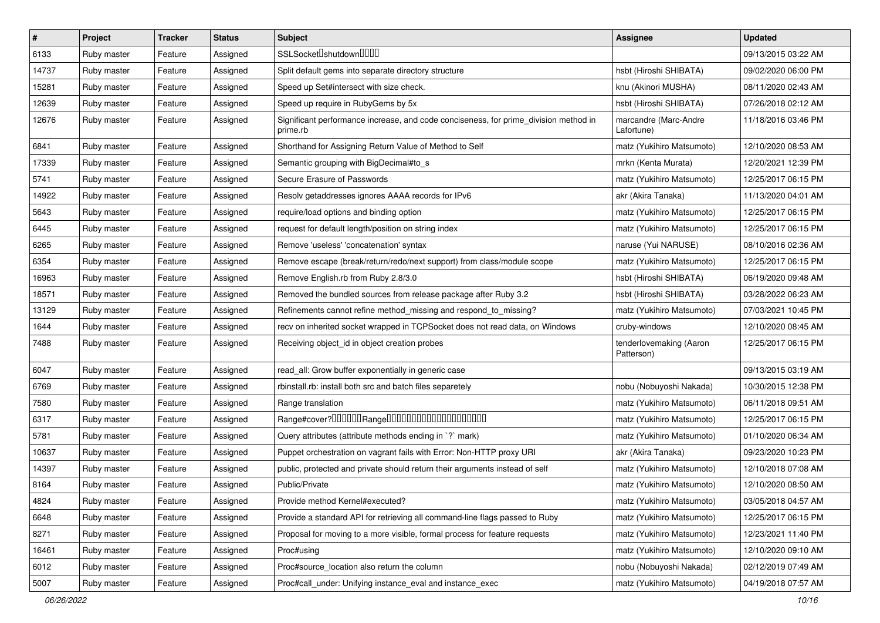| # | Project | Tracker | Status | Subject | Assignee | Updated |
|---|---|---|---|---|---|---|
| 6133 | Ruby master | Feature | Assigned | SSLSocket�shutdown���� | | 09/13/2015 03:22 AM |
| 14737 | Ruby master | Feature | Assigned | Split default gems into separate directory structure | hsbt (Hiroshi SHIBATA) | 09/02/2020 06:00 PM |
| 15281 | Ruby master | Feature | Assigned | Speed up Set#intersect with size check. | knu (Akinori MUSHA) | 08/11/2020 02:43 AM |
| 12639 | Ruby master | Feature | Assigned | Speed up require in RubyGems by 5x | hsbt (Hiroshi SHIBATA) | 07/26/2018 02:12 AM |
| 12676 | Ruby master | Feature | Assigned | Significant performance increase, and code conciseness, for prime_division method in prime.rb | marcandre (Marc-Andre Lafortune) | 11/18/2016 03:46 PM |
| 6841 | Ruby master | Feature | Assigned | Shorthand for Assigning Return Value of Method to Self | matz (Yukihiro Matsumoto) | 12/10/2020 08:53 AM |
| 17339 | Ruby master | Feature | Assigned | Semantic grouping with BigDecimal#to_s | mrkn (Kenta Murata) | 12/20/2021 12:39 PM |
| 5741 | Ruby master | Feature | Assigned | Secure Erasure of Passwords | matz (Yukihiro Matsumoto) | 12/25/2017 06:15 PM |
| 14922 | Ruby master | Feature | Assigned | Resolv getaddresses ignores AAAA records for IPv6 | akr (Akira Tanaka) | 11/13/2020 04:01 AM |
| 5643 | Ruby master | Feature | Assigned | require/load options and binding option | matz (Yukihiro Matsumoto) | 12/25/2017 06:15 PM |
| 6445 | Ruby master | Feature | Assigned | request for default length/position on string index | matz (Yukihiro Matsumoto) | 12/25/2017 06:15 PM |
| 6265 | Ruby master | Feature | Assigned | Remove 'useless' 'concatenation' syntax | naruse (Yui NARUSE) | 08/10/2016 02:36 AM |
| 6354 | Ruby master | Feature | Assigned | Remove escape (break/return/redo/next support) from class/module scope | matz (Yukihiro Matsumoto) | 12/25/2017 06:15 PM |
| 16963 | Ruby master | Feature | Assigned | Remove English.rb from Ruby 2.8/3.0 | hsbt (Hiroshi SHIBATA) | 06/19/2020 09:48 AM |
| 18571 | Ruby master | Feature | Assigned | Removed the bundled sources from release package after Ruby 3.2 | hsbt (Hiroshi SHIBATA) | 03/28/2022 06:23 AM |
| 13129 | Ruby master | Feature | Assigned | Refinements cannot refine method_missing and respond_to_missing? | matz (Yukihiro Matsumoto) | 07/03/2021 10:45 PM |
| 1644 | Ruby master | Feature | Assigned | recv on inherited socket wrapped in TCPSocket does not read data, on Windows | cruby-windows | 12/10/2020 08:45 AM |
| 7488 | Ruby master | Feature | Assigned | Receiving object_id in object creation probes | tenderlovemaking (Aaron Patterson) | 12/25/2017 06:15 PM |
| 6047 | Ruby master | Feature | Assigned | read_all: Grow buffer exponentially in generic case | | 09/13/2015 03:19 AM |
| 6769 | Ruby master | Feature | Assigned | rbinstall.rb: install both src and batch files separetely | nobu (Nobuyoshi Nakada) | 10/30/2015 12:38 PM |
| 7580 | Ruby master | Feature | Assigned | Range translation | matz (Yukihiro Matsumoto) | 06/11/2018 09:51 AM |
| 6317 | Ruby master | Feature | Assigned | Range#cover?������Range�������������������� | matz (Yukihiro Matsumoto) | 12/25/2017 06:15 PM |
| 5781 | Ruby master | Feature | Assigned | Query attributes (attribute methods ending in `?` mark) | matz (Yukihiro Matsumoto) | 01/10/2020 06:34 AM |
| 10637 | Ruby master | Feature | Assigned | Puppet orchestration on vagrant fails with Error: Non-HTTP proxy URI | akr (Akira Tanaka) | 09/23/2020 10:23 PM |
| 14397 | Ruby master | Feature | Assigned | public, protected and private should return their arguments instead of self | matz (Yukihiro Matsumoto) | 12/10/2018 07:08 AM |
| 8164 | Ruby master | Feature | Assigned | Public/Private | matz (Yukihiro Matsumoto) | 12/10/2020 08:50 AM |
| 4824 | Ruby master | Feature | Assigned | Provide method Kernel#executed? | matz (Yukihiro Matsumoto) | 03/05/2018 04:57 AM |
| 6648 | Ruby master | Feature | Assigned | Provide a standard API for retrieving all command-line flags passed to Ruby | matz (Yukihiro Matsumoto) | 12/25/2017 06:15 PM |
| 8271 | Ruby master | Feature | Assigned | Proposal for moving to a more visible, formal process for feature requests | matz (Yukihiro Matsumoto) | 12/23/2021 11:40 PM |
| 16461 | Ruby master | Feature | Assigned | Proc#using | matz (Yukihiro Matsumoto) | 12/10/2020 09:10 AM |
| 6012 | Ruby master | Feature | Assigned | Proc#source_location also return the column | nobu (Nobuyoshi Nakada) | 02/12/2019 07:49 AM |
| 5007 | Ruby master | Feature | Assigned | Proc#call_under: Unifying instance_eval and instance_exec | matz (Yukihiro Matsumoto) | 04/19/2018 07:57 AM |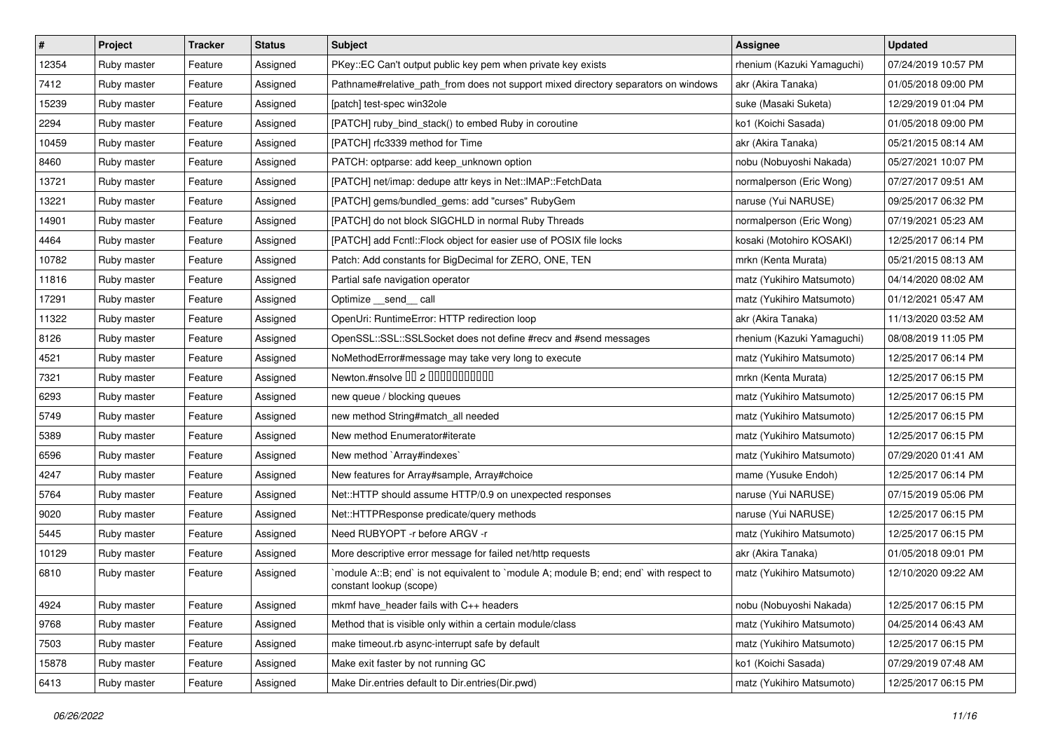| # | Project | Tracker | Status | Subject | Assignee | Updated |
|---|---|---|---|---|---|---|
| 12354 | Ruby master | Feature | Assigned | PKey::EC Can't output public key pem when private key exists | rhenium (Kazuki Yamaguchi) | 07/24/2019 10:57 PM |
| 7412 | Ruby master | Feature | Assigned | Pathname#relative_path_from does not support mixed directory separators on windows | akr (Akira Tanaka) | 01/05/2018 09:00 PM |
| 15239 | Ruby master | Feature | Assigned | [patch] test-spec win32ole | suke (Masaki Suketa) | 12/29/2019 01:04 PM |
| 2294 | Ruby master | Feature | Assigned | [PATCH] ruby_bind_stack() to embed Ruby in coroutine | ko1 (Koichi Sasada) | 01/05/2018 09:00 PM |
| 10459 | Ruby master | Feature | Assigned | [PATCH] rfc3339 method for Time | akr (Akira Tanaka) | 05/21/2015 08:14 AM |
| 8460 | Ruby master | Feature | Assigned | PATCH: optparse: add keep_unknown option | nobu (Nobuyoshi Nakada) | 05/27/2021 10:07 PM |
| 13721 | Ruby master | Feature | Assigned | [PATCH] net/imap: dedupe attr keys in Net::IMAP::FetchData | normalperson (Eric Wong) | 07/27/2017 09:51 AM |
| 13221 | Ruby master | Feature | Assigned | [PATCH] gems/bundled_gems: add "curses" RubyGem | naruse (Yui NARUSE) | 09/25/2017 06:32 PM |
| 14901 | Ruby master | Feature | Assigned | [PATCH] do not block SIGCHLD in normal Ruby Threads | normalperson (Eric Wong) | 07/19/2021 05:23 AM |
| 4464 | Ruby master | Feature | Assigned | [PATCH] add Fcntl::Flock object for easier use of POSIX file locks | kosaki (Motohiro KOSAKI) | 12/25/2017 06:14 PM |
| 10782 | Ruby master | Feature | Assigned | Patch: Add constants for BigDecimal for ZERO, ONE, TEN | mrkn (Kenta Murata) | 05/21/2015 08:13 AM |
| 11816 | Ruby master | Feature | Assigned | Partial safe navigation operator | matz (Yukihiro Matsumoto) | 04/14/2020 08:02 AM |
| 17291 | Ruby master | Feature | Assigned | Optimize __send__ call | matz (Yukihiro Matsumoto) | 01/12/2021 05:47 AM |
| 11322 | Ruby master | Feature | Assigned | OpenUri: RuntimeError: HTTP redirection loop | akr (Akira Tanaka) | 11/13/2020 03:52 AM |
| 8126 | Ruby master | Feature | Assigned | OpenSSL::SSL::SSLSocket does not define #recv and #send messages | rhenium (Kazuki Yamaguchi) | 08/08/2019 11:05 PM |
| 4521 | Ruby master | Feature | Assigned | NoMethodError#message may take very long to execute | matz (Yukihiro Matsumoto) | 12/25/2017 06:14 PM |
| 7321 | Ruby master | Feature | Assigned | Newton.#nsolve □□ 2 □□□□□□□□□□□ | mrkn (Kenta Murata) | 12/25/2017 06:15 PM |
| 6293 | Ruby master | Feature | Assigned | new queue / blocking queues | matz (Yukihiro Matsumoto) | 12/25/2017 06:15 PM |
| 5749 | Ruby master | Feature | Assigned | new method String#match_all needed | matz (Yukihiro Matsumoto) | 12/25/2017 06:15 PM |
| 5389 | Ruby master | Feature | Assigned | New method Enumerator#iterate | matz (Yukihiro Matsumoto) | 12/25/2017 06:15 PM |
| 6596 | Ruby master | Feature | Assigned | New method `Array#indexes` | matz (Yukihiro Matsumoto) | 07/29/2020 01:41 AM |
| 4247 | Ruby master | Feature | Assigned | New features for Array#sample, Array#choice | mame (Yusuke Endoh) | 12/25/2017 06:14 PM |
| 5764 | Ruby master | Feature | Assigned | Net::HTTP should assume HTTP/0.9 on unexpected responses | naruse (Yui NARUSE) | 07/15/2019 05:06 PM |
| 9020 | Ruby master | Feature | Assigned | Net::HTTPResponse predicate/query methods | naruse (Yui NARUSE) | 12/25/2017 06:15 PM |
| 5445 | Ruby master | Feature | Assigned | Need RUBYOPT -r before ARGV -r | matz (Yukihiro Matsumoto) | 12/25/2017 06:15 PM |
| 10129 | Ruby master | Feature | Assigned | More descriptive error message for failed net/http requests | akr (Akira Tanaka) | 01/05/2018 09:01 PM |
| 6810 | Ruby master | Feature | Assigned | `module A::B; end` is not equivalent to `module A; module B; end; end` with respect to constant lookup (scope) | matz (Yukihiro Matsumoto) | 12/10/2020 09:22 AM |
| 4924 | Ruby master | Feature | Assigned | mkmf have_header fails with C++ headers | nobu (Nobuyoshi Nakada) | 12/25/2017 06:15 PM |
| 9768 | Ruby master | Feature | Assigned | Method that is visible only within a certain module/class | matz (Yukihiro Matsumoto) | 04/25/2014 06:43 AM |
| 7503 | Ruby master | Feature | Assigned | make timeout.rb async-interrupt safe by default | matz (Yukihiro Matsumoto) | 12/25/2017 06:15 PM |
| 15878 | Ruby master | Feature | Assigned | Make exit faster by not running GC | ko1 (Koichi Sasada) | 07/29/2019 07:48 AM |
| 6413 | Ruby master | Feature | Assigned | Make Dir.entries default to Dir.entries(Dir.pwd) | matz (Yukihiro Matsumoto) | 12/25/2017 06:15 PM |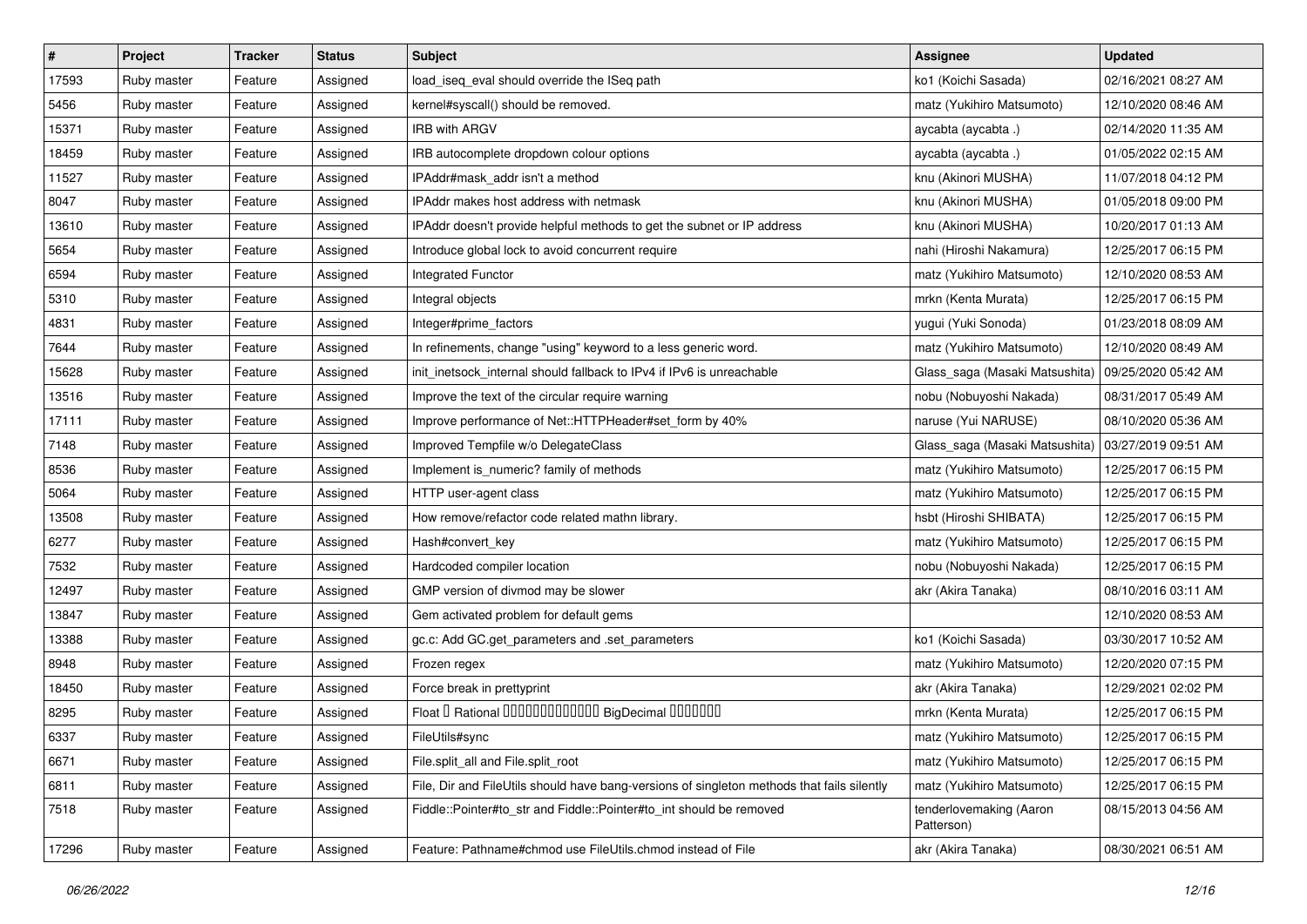| # | Project | Tracker | Status | Subject | Assignee | Updated |
|---|---|---|---|---|---|---|
| 17593 | Ruby master | Feature | Assigned | load_iseq_eval should override the ISeq path | ko1 (Koichi Sasada) | 02/16/2021 08:27 AM |
| 5456 | Ruby master | Feature | Assigned | kernel#syscall() should be removed. | matz (Yukihiro Matsumoto) | 12/10/2020 08:46 AM |
| 15371 | Ruby master | Feature | Assigned | IRB with ARGV | aycabta (aycabta .) | 02/14/2020 11:35 AM |
| 18459 | Ruby master | Feature | Assigned | IRB autocomplete dropdown colour options | aycabta (aycabta .) | 01/05/2022 02:15 AM |
| 11527 | Ruby master | Feature | Assigned | IPAddr#mask_addr isn't a method | knu (Akinori MUSHA) | 11/07/2018 04:12 PM |
| 8047 | Ruby master | Feature | Assigned | IPAddr makes host address with netmask | knu (Akinori MUSHA) | 01/05/2018 09:00 PM |
| 13610 | Ruby master | Feature | Assigned | IPAddr doesn't provide helpful methods to get the subnet or IP address | knu (Akinori MUSHA) | 10/20/2017 01:13 AM |
| 5654 | Ruby master | Feature | Assigned | Introduce global lock to avoid concurrent require | nahi (Hiroshi Nakamura) | 12/25/2017 06:15 PM |
| 6594 | Ruby master | Feature | Assigned | Integrated Functor | matz (Yukihiro Matsumoto) | 12/10/2020 08:53 AM |
| 5310 | Ruby master | Feature | Assigned | Integral objects | mrkn (Kenta Murata) | 12/25/2017 06:15 PM |
| 4831 | Ruby master | Feature | Assigned | Integer#prime_factors | yugui (Yuki Sonoda) | 01/23/2018 08:09 AM |
| 7644 | Ruby master | Feature | Assigned | In refinements, change "using" keyword to a less generic word. | matz (Yukihiro Matsumoto) | 12/10/2020 08:49 AM |
| 15628 | Ruby master | Feature | Assigned | init_inetsock_internal should fallback to IPv4 if IPv6 is unreachable | Glass_saga (Masaki Matsushita) | 09/25/2020 05:42 AM |
| 13516 | Ruby master | Feature | Assigned | Improve the text of the circular require warning | nobu (Nobuyoshi Nakada) | 08/31/2017 05:49 AM |
| 17111 | Ruby master | Feature | Assigned | Improve performance of Net::HTTPHeader#set_form by 40% | naruse (Yui NARUSE) | 08/10/2020 05:36 AM |
| 7148 | Ruby master | Feature | Assigned | Improved Tempfile w/o DelegateClass | Glass_saga (Masaki Matsushita) | 03/27/2019 09:51 AM |
| 8536 | Ruby master | Feature | Assigned | Implement is_numeric? family of methods | matz (Yukihiro Matsumoto) | 12/25/2017 06:15 PM |
| 5064 | Ruby master | Feature | Assigned | HTTP user-agent class | matz (Yukihiro Matsumoto) | 12/25/2017 06:15 PM |
| 13508 | Ruby master | Feature | Assigned | How remove/refactor code related mathn library. | hsbt (Hiroshi SHIBATA) | 12/25/2017 06:15 PM |
| 6277 | Ruby master | Feature | Assigned | Hash#convert_key | matz (Yukihiro Matsumoto) | 12/25/2017 06:15 PM |
| 7532 | Ruby master | Feature | Assigned | Hardcoded compiler location | nobu (Nobuyoshi Nakada) | 12/25/2017 06:15 PM |
| 12497 | Ruby master | Feature | Assigned | GMP version of divmod may be slower | akr (Akira Tanaka) | 08/10/2016 03:11 AM |
| 13847 | Ruby master | Feature | Assigned | Gem activated problem for default gems | | 12/10/2020 08:53 AM |
| 13388 | Ruby master | Feature | Assigned | gc.c: Add GC.get_parameters and .set_parameters | ko1 (Koichi Sasada) | 03/30/2017 10:52 AM |
| 8948 | Ruby master | Feature | Assigned | Frozen regex | matz (Yukihiro Matsumoto) | 12/20/2020 07:15 PM |
| 18450 | Ruby master | Feature | Assigned | Force break in prettyprint | akr (Akira Tanaka) | 12/29/2021 02:02 PM |
| 8295 | Ruby master | Feature | Assigned | Float や Rational から（可能であれば）正確な BigDecimal を生成する機能 | mrkn (Kenta Murata) | 12/25/2017 06:15 PM |
| 6337 | Ruby master | Feature | Assigned | FileUtils#sync | matz (Yukihiro Matsumoto) | 12/25/2017 06:15 PM |
| 6671 | Ruby master | Feature | Assigned | File.split_all and File.split_root | matz (Yukihiro Matsumoto) | 12/25/2017 06:15 PM |
| 6811 | Ruby master | Feature | Assigned | File, Dir and FileUtils should have bang-versions of singleton methods that fails silently | matz (Yukihiro Matsumoto) | 12/25/2017 06:15 PM |
| 7518 | Ruby master | Feature | Assigned | Fiddle::Pointer#to_str and Fiddle::Pointer#to_int should be removed | tenderlovemaking (Aaron Patterson) | 08/15/2013 04:56 AM |
| 17296 | Ruby master | Feature | Assigned | Feature: Pathname#chmod use FileUtils.chmod instead of File | akr (Akira Tanaka) | 08/30/2021 06:51 AM |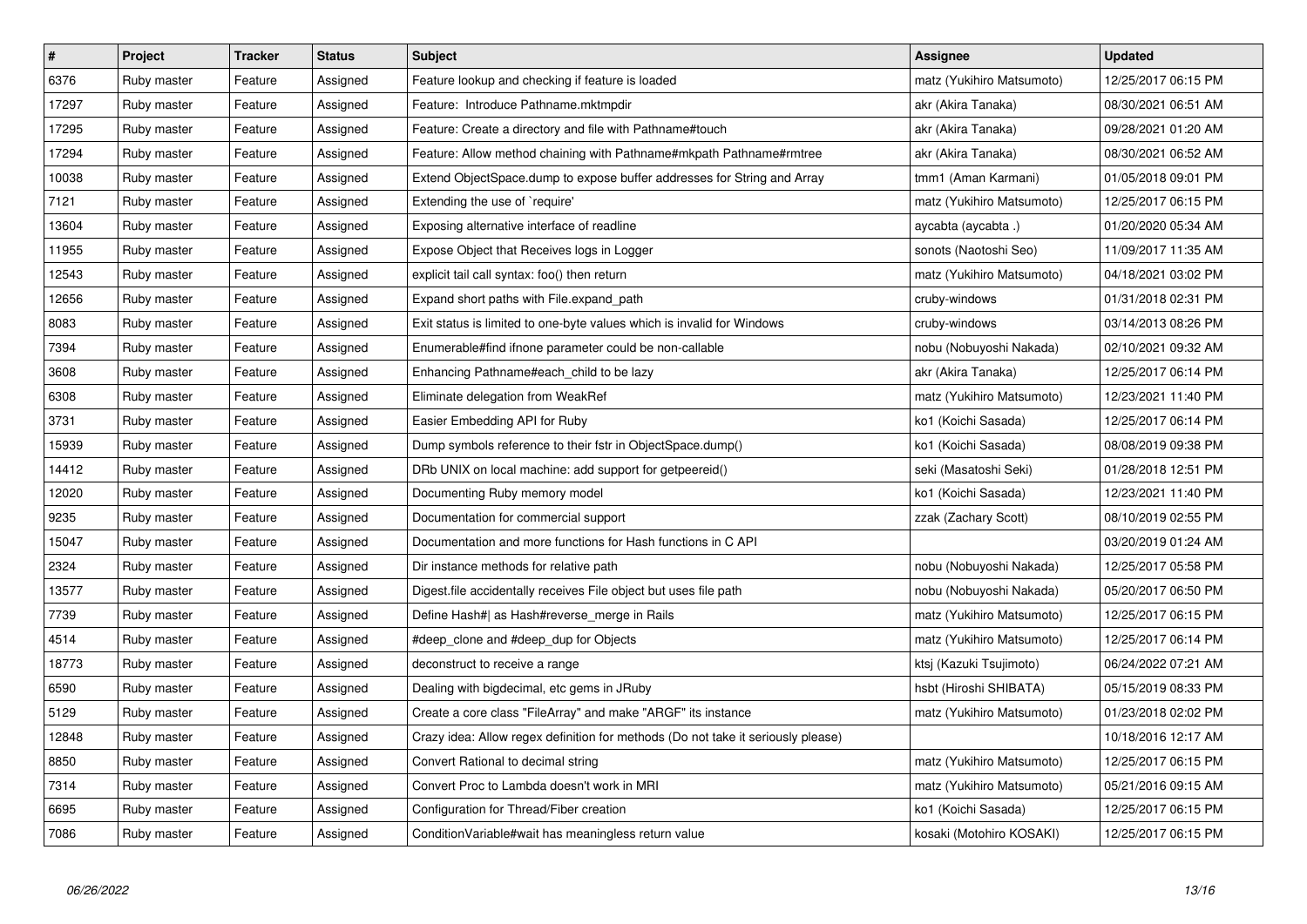| # | Project | Tracker | Status | Subject | Assignee | Updated |
|---|---|---|---|---|---|---|
| 6376 | Ruby master | Feature | Assigned | Feature lookup and checking if feature is loaded | matz (Yukihiro Matsumoto) | 12/25/2017 06:15 PM |
| 17297 | Ruby master | Feature | Assigned | Feature:  Introduce Pathname.mktmpdir | akr (Akira Tanaka) | 08/30/2021 06:51 AM |
| 17295 | Ruby master | Feature | Assigned | Feature: Create a directory and file with Pathname#touch | akr (Akira Tanaka) | 09/28/2021 01:20 AM |
| 17294 | Ruby master | Feature | Assigned | Feature: Allow method chaining with Pathname#mkpath Pathname#rmtree | akr (Akira Tanaka) | 08/30/2021 06:52 AM |
| 10038 | Ruby master | Feature | Assigned | Extend ObjectSpace.dump to expose buffer addresses for String and Array | tmm1 (Aman Karmani) | 01/05/2018 09:01 PM |
| 7121 | Ruby master | Feature | Assigned | Extending the use of `require' | matz (Yukihiro Matsumoto) | 12/25/2017 06:15 PM |
| 13604 | Ruby master | Feature | Assigned | Exposing alternative interface of readline | aycabta (aycabta .) | 01/20/2020 05:34 AM |
| 11955 | Ruby master | Feature | Assigned | Expose Object that Receives logs in Logger | sonots (Naotoshi Seo) | 11/09/2017 11:35 AM |
| 12543 | Ruby master | Feature | Assigned | explicit tail call syntax: foo() then return | matz (Yukihiro Matsumoto) | 04/18/2021 03:02 PM |
| 12656 | Ruby master | Feature | Assigned | Expand short paths with File.expand_path | cruby-windows | 01/31/2018 02:31 PM |
| 8083 | Ruby master | Feature | Assigned | Exit status is limited to one-byte values which is invalid for Windows | cruby-windows | 03/14/2013 08:26 PM |
| 7394 | Ruby master | Feature | Assigned | Enumerable#find ifnone parameter could be non-callable | nobu (Nobuyoshi Nakada) | 02/10/2021 09:32 AM |
| 3608 | Ruby master | Feature | Assigned | Enhancing Pathname#each_child to be lazy | akr (Akira Tanaka) | 12/25/2017 06:14 PM |
| 6308 | Ruby master | Feature | Assigned | Eliminate delegation from WeakRef | matz (Yukihiro Matsumoto) | 12/23/2021 11:40 PM |
| 3731 | Ruby master | Feature | Assigned | Easier Embedding API for Ruby | ko1 (Koichi Sasada) | 12/25/2017 06:14 PM |
| 15939 | Ruby master | Feature | Assigned | Dump symbols reference to their fstr in ObjectSpace.dump() | ko1 (Koichi Sasada) | 08/08/2019 09:38 PM |
| 14412 | Ruby master | Feature | Assigned | DRb UNIX on local machine: add support for getpeereid() | seki (Masatoshi Seki) | 01/28/2018 12:51 PM |
| 12020 | Ruby master | Feature | Assigned | Documenting Ruby memory model | ko1 (Koichi Sasada) | 12/23/2021 11:40 PM |
| 9235 | Ruby master | Feature | Assigned | Documentation for commercial support | zzak (Zachary Scott) | 08/10/2019 02:55 PM |
| 15047 | Ruby master | Feature | Assigned | Documentation and more functions for Hash functions in C API | | 03/20/2019 01:24 AM |
| 2324 | Ruby master | Feature | Assigned | Dir instance methods for relative path | nobu (Nobuyoshi Nakada) | 12/25/2017 05:58 PM |
| 13577 | Ruby master | Feature | Assigned | Digest.file accidentally receives File object but uses file path | nobu (Nobuyoshi Nakada) | 05/20/2017 06:50 PM |
| 7739 | Ruby master | Feature | Assigned | Define Hash#\| as Hash#reverse_merge in Rails | matz (Yukihiro Matsumoto) | 12/25/2017 06:15 PM |
| 4514 | Ruby master | Feature | Assigned | #deep_clone and #deep_dup for Objects | matz (Yukihiro Matsumoto) | 12/25/2017 06:14 PM |
| 18773 | Ruby master | Feature | Assigned | deconstruct to receive a range | ktsj (Kazuki Tsujimoto) | 06/24/2022 07:21 AM |
| 6590 | Ruby master | Feature | Assigned | Dealing with bigdecimal, etc gems in JRuby | hsbt (Hiroshi SHIBATA) | 05/15/2019 08:33 PM |
| 5129 | Ruby master | Feature | Assigned | Create a core class "FileArray" and make "ARGF" its instance | matz (Yukihiro Matsumoto) | 01/23/2018 02:02 PM |
| 12848 | Ruby master | Feature | Assigned | Crazy idea: Allow regex definition for methods (Do not take it seriously please) | | 10/18/2016 12:17 AM |
| 8850 | Ruby master | Feature | Assigned | Convert Rational to decimal string | matz (Yukihiro Matsumoto) | 12/25/2017 06:15 PM |
| 7314 | Ruby master | Feature | Assigned | Convert Proc to Lambda doesn't work in MRI | matz (Yukihiro Matsumoto) | 05/21/2016 09:15 AM |
| 6695 | Ruby master | Feature | Assigned | Configuration for Thread/Fiber creation | ko1 (Koichi Sasada) | 12/25/2017 06:15 PM |
| 7086 | Ruby master | Feature | Assigned | ConditionVariable#wait has meaningless return value | kosaki (Motohiro KOSAKI) | 12/25/2017 06:15 PM |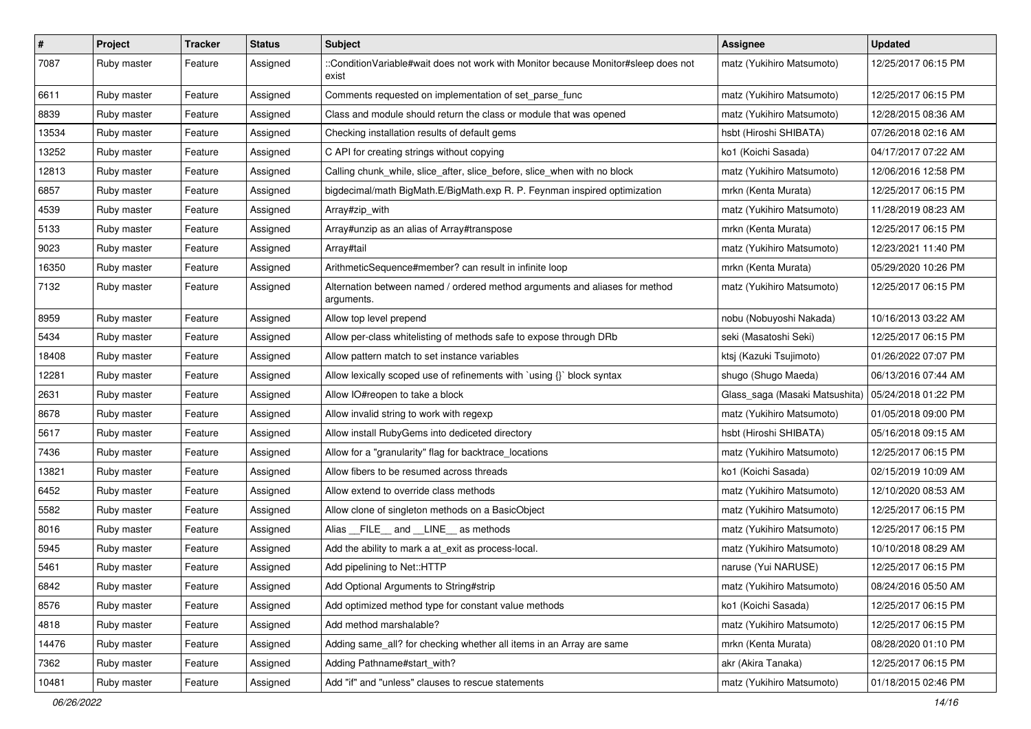| # | Project | Tracker | Status | Subject | Assignee | Updated |
|---|---|---|---|---|---|---|
| 7087 | Ruby master | Feature | Assigned | ::ConditionVariable#wait does not work with Monitor because Monitor#sleep does not exist | matz (Yukihiro Matsumoto) | 12/25/2017 06:15 PM |
| 6611 | Ruby master | Feature | Assigned | Comments requested on implementation of set_parse_func | matz (Yukihiro Matsumoto) | 12/25/2017 06:15 PM |
| 8839 | Ruby master | Feature | Assigned | Class and module should return the class or module that was opened | matz (Yukihiro Matsumoto) | 12/28/2015 08:36 AM |
| 13534 | Ruby master | Feature | Assigned | Checking installation results of default gems | hsbt (Hiroshi SHIBATA) | 07/26/2018 02:16 AM |
| 13252 | Ruby master | Feature | Assigned | C API for creating strings without copying | ko1 (Koichi Sasada) | 04/17/2017 07:22 AM |
| 12813 | Ruby master | Feature | Assigned | Calling chunk_while, slice_after, slice_before, slice_when with no block | matz (Yukihiro Matsumoto) | 12/06/2016 12:58 PM |
| 6857 | Ruby master | Feature | Assigned | bigdecimal/math BigMath.E/BigMath.exp R. P. Feynman inspired optimization | mrkn (Kenta Murata) | 12/25/2017 06:15 PM |
| 4539 | Ruby master | Feature | Assigned | Array#zip_with | matz (Yukihiro Matsumoto) | 11/28/2019 08:23 AM |
| 5133 | Ruby master | Feature | Assigned | Array#unzip as an alias of Array#transpose | mrkn (Kenta Murata) | 12/25/2017 06:15 PM |
| 9023 | Ruby master | Feature | Assigned | Array#tail | matz (Yukihiro Matsumoto) | 12/23/2021 11:40 PM |
| 16350 | Ruby master | Feature | Assigned | ArithmeticSequence#member? can result in infinite loop | mrkn (Kenta Murata) | 05/29/2020 10:26 PM |
| 7132 | Ruby master | Feature | Assigned | Alternation between named / ordered method arguments and aliases for method arguments. | matz (Yukihiro Matsumoto) | 12/25/2017 06:15 PM |
| 8959 | Ruby master | Feature | Assigned | Allow top level prepend | nobu (Nobuyoshi Nakada) | 10/16/2013 03:22 AM |
| 5434 | Ruby master | Feature | Assigned | Allow per-class whitelisting of methods safe to expose through DRb | seki (Masatoshi Seki) | 12/25/2017 06:15 PM |
| 18408 | Ruby master | Feature | Assigned | Allow pattern match to set instance variables | ktsj (Kazuki Tsujimoto) | 01/26/2022 07:07 PM |
| 12281 | Ruby master | Feature | Assigned | Allow lexically scoped use of refinements with `using {}` block syntax | shugo (Shugo Maeda) | 06/13/2016 07:44 AM |
| 2631 | Ruby master | Feature | Assigned | Allow IO#reopen to take a block | Glass_saga (Masaki Matsushita) | 05/24/2018 01:22 PM |
| 8678 | Ruby master | Feature | Assigned | Allow invalid string to work with regexp | matz (Yukihiro Matsumoto) | 01/05/2018 09:00 PM |
| 5617 | Ruby master | Feature | Assigned | Allow install RubyGems into dediceted directory | hsbt (Hiroshi SHIBATA) | 05/16/2018 09:15 AM |
| 7436 | Ruby master | Feature | Assigned | Allow for a "granularity" flag for backtrace_locations | matz (Yukihiro Matsumoto) | 12/25/2017 06:15 PM |
| 13821 | Ruby master | Feature | Assigned | Allow fibers to be resumed across threads | ko1 (Koichi Sasada) | 02/15/2019 10:09 AM |
| 6452 | Ruby master | Feature | Assigned | Allow extend to override class methods | matz (Yukihiro Matsumoto) | 12/10/2020 08:53 AM |
| 5582 | Ruby master | Feature | Assigned | Allow clone of singleton methods on a BasicObject | matz (Yukihiro Matsumoto) | 12/25/2017 06:15 PM |
| 8016 | Ruby master | Feature | Assigned | Alias __FILE__ and __LINE__ as methods | matz (Yukihiro Matsumoto) | 12/25/2017 06:15 PM |
| 5945 | Ruby master | Feature | Assigned | Add the ability to mark a at_exit as process-local. | matz (Yukihiro Matsumoto) | 10/10/2018 08:29 AM |
| 5461 | Ruby master | Feature | Assigned | Add pipelining to Net::HTTP | naruse (Yui NARUSE) | 12/25/2017 06:15 PM |
| 6842 | Ruby master | Feature | Assigned | Add Optional Arguments to String#strip | matz (Yukihiro Matsumoto) | 08/24/2016 05:50 AM |
| 8576 | Ruby master | Feature | Assigned | Add optimized method type for constant value methods | ko1 (Koichi Sasada) | 12/25/2017 06:15 PM |
| 4818 | Ruby master | Feature | Assigned | Add method marshalable? | matz (Yukihiro Matsumoto) | 12/25/2017 06:15 PM |
| 14476 | Ruby master | Feature | Assigned | Adding same_all? for checking whether all items in an Array are same | mrkn (Kenta Murata) | 08/28/2020 01:10 PM |
| 7362 | Ruby master | Feature | Assigned | Adding Pathname#start_with? | akr (Akira Tanaka) | 12/25/2017 06:15 PM |
| 10481 | Ruby master | Feature | Assigned | Add "if" and "unless" clauses to rescue statements | matz (Yukihiro Matsumoto) | 01/18/2015 02:46 PM |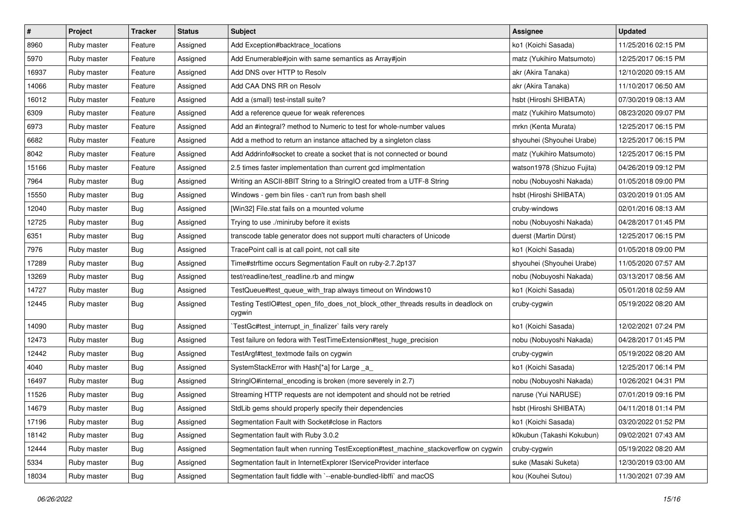| # | Project | Tracker | Status | Subject | Assignee | Updated |
|---|---|---|---|---|---|---|
| 8960 | Ruby master | Feature | Assigned | Add Exception#backtrace_locations | ko1 (Koichi Sasada) | 11/25/2016 02:15 PM |
| 5970 | Ruby master | Feature | Assigned | Add Enumerable#join with same semantics as Array#join | matz (Yukihiro Matsumoto) | 12/25/2017 06:15 PM |
| 16937 | Ruby master | Feature | Assigned | Add DNS over HTTP to Resolv | akr (Akira Tanaka) | 12/10/2020 09:15 AM |
| 14066 | Ruby master | Feature | Assigned | Add CAA DNS RR on Resolv | akr (Akira Tanaka) | 11/10/2017 06:50 AM |
| 16012 | Ruby master | Feature | Assigned | Add a (small) test-install suite? | hsbt (Hiroshi SHIBATA) | 07/30/2019 08:13 AM |
| 6309 | Ruby master | Feature | Assigned | Add a reference queue for weak references | matz (Yukihiro Matsumoto) | 08/23/2020 09:07 PM |
| 6973 | Ruby master | Feature | Assigned | Add an #integral? method to Numeric to test for whole-number values | mrkn (Kenta Murata) | 12/25/2017 06:15 PM |
| 6682 | Ruby master | Feature | Assigned | Add a method to return an instance attached by a singleton class | shyouhei (Shyouhei Urabe) | 12/25/2017 06:15 PM |
| 8042 | Ruby master | Feature | Assigned | Add Addrinfo#socket to create a socket that is not connected or bound | matz (Yukihiro Matsumoto) | 12/25/2017 06:15 PM |
| 15166 | Ruby master | Feature | Assigned | 2.5 times faster implementation than current gcd implmentation | watson1978 (Shizuo Fujita) | 04/26/2019 09:12 PM |
| 7964 | Ruby master | Bug | Assigned | Writing an ASCII-8BIT String to a StringIO created from a UTF-8 String | nobu (Nobuyoshi Nakada) | 01/05/2018 09:00 PM |
| 15550 | Ruby master | Bug | Assigned | Windows - gem bin files - can't run from bash shell | hsbt (Hiroshi SHIBATA) | 03/20/2019 01:05 AM |
| 12040 | Ruby master | Bug | Assigned | [Win32] File.stat fails on a mounted volume | cruby-windows | 02/01/2016 08:13 AM |
| 12725 | Ruby master | Bug | Assigned | Trying to use ./miniruby before it exists | nobu (Nobuyoshi Nakada) | 04/28/2017 01:45 PM |
| 6351 | Ruby master | Bug | Assigned | transcode table generator does not support multi characters of Unicode | duerst (Martin Dürst) | 12/25/2017 06:15 PM |
| 7976 | Ruby master | Bug | Assigned | TracePoint call is at call point, not call site | ko1 (Koichi Sasada) | 01/05/2018 09:00 PM |
| 17289 | Ruby master | Bug | Assigned | Time#strftime occurs Segmentation Fault on ruby-2.7.2p137 | shyouhei (Shyouhei Urabe) | 11/05/2020 07:57 AM |
| 13269 | Ruby master | Bug | Assigned | test/readline/test_readline.rb and mingw | nobu (Nobuyoshi Nakada) | 03/13/2017 08:56 AM |
| 14727 | Ruby master | Bug | Assigned | TestQueue#test_queue_with_trap always timeout on Windows10 | ko1 (Koichi Sasada) | 05/01/2018 02:59 AM |
| 12445 | Ruby master | Bug | Assigned | Testing TestIO#test_open_fifo_does_not_block_other_threads results in deadlock on cygwin | cruby-cygwin | 05/19/2022 08:20 AM |
| 14090 | Ruby master | Bug | Assigned | `TestGc#test_interrupt_in_finalizer` fails very rarely | ko1 (Koichi Sasada) | 12/02/2021 07:24 PM |
| 12473 | Ruby master | Bug | Assigned | Test failure on fedora with TestTimeExtension#test_huge_precision | nobu (Nobuyoshi Nakada) | 04/28/2017 01:45 PM |
| 12442 | Ruby master | Bug | Assigned | TestArgf#test_textmode fails on cygwin | cruby-cygwin | 05/19/2022 08:20 AM |
| 4040 | Ruby master | Bug | Assigned | SystemStackError with Hash[*a] for Large _a_ | ko1 (Koichi Sasada) | 12/25/2017 06:14 PM |
| 16497 | Ruby master | Bug | Assigned | StringIO#internal_encoding is broken (more severely in 2.7) | nobu (Nobuyoshi Nakada) | 10/26/2021 04:31 PM |
| 11526 | Ruby master | Bug | Assigned | Streaming HTTP requests are not idempotent and should not be retried | naruse (Yui NARUSE) | 07/01/2019 09:16 PM |
| 14679 | Ruby master | Bug | Assigned | StdLib gems should properly specify their dependencies | hsbt (Hiroshi SHIBATA) | 04/11/2018 01:14 PM |
| 17196 | Ruby master | Bug | Assigned | Segmentation Fault with Socket#close in Ractors | ko1 (Koichi Sasada) | 03/20/2022 01:52 PM |
| 18142 | Ruby master | Bug | Assigned | Segmentation fault with Ruby 3.0.2 | k0kubun (Takashi Kokubun) | 09/02/2021 07:43 AM |
| 12444 | Ruby master | Bug | Assigned | Segmentation fault when running TestException#test_machine_stackoverflow on cygwin | cruby-cygwin | 05/19/2022 08:20 AM |
| 5334 | Ruby master | Bug | Assigned | Segmentation fault in InternetExplorer IServiceProvider interface | suke (Masaki Suketa) | 12/30/2019 03:00 AM |
| 18034 | Ruby master | Bug | Assigned | Segmentation fault fiddle with `--enable-bundled-libffi` and macOS | kou (Kouhei Sutou) | 11/30/2021 07:39 AM |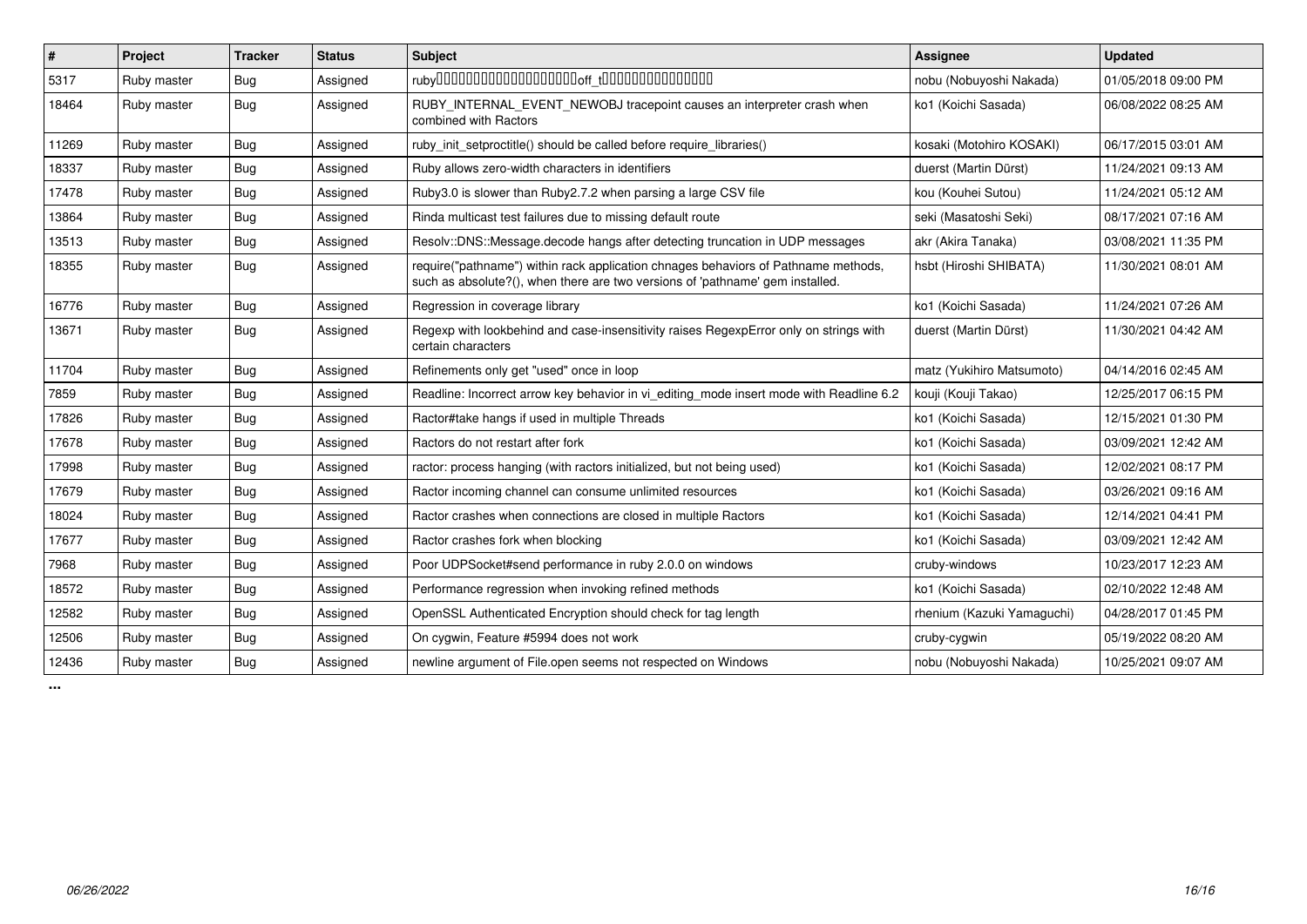| # | Project | Tracker | Status | Subject | Assignee | Updated |
|---|---|---|---|---|---|---|
| 5317 | Ruby master | Bug | Assigned | ruby󠁿󠁿󠁿󠁿󠁿󠁿󠁿󠁿󠁿󠁿󠁿󠁿󠁿󠁿󠁿󠁿󠁿󠁿󠁿󠁿off_t󠁿󠁿󠁿󠁿󠁿󠁿󠁿󠁿󠁿󠁿󠁿󠁿󠁿󠁿󠁿 | nobu (Nobuyoshi Nakada) | 01/05/2018 09:00 PM |
| 18464 | Ruby master | Bug | Assigned | RUBY_INTERNAL_EVENT_NEWOBJ tracepoint causes an interpreter crash when combined with Ractors | ko1 (Koichi Sasada) | 06/08/2022 08:25 AM |
| 11269 | Ruby master | Bug | Assigned | ruby_init_setproctitle() should be called before require_libraries() | kosaki (Motohiro KOSAKI) | 06/17/2015 03:01 AM |
| 18337 | Ruby master | Bug | Assigned | Ruby allows zero-width characters in identifiers | duerst (Martin Dürst) | 11/24/2021 09:13 AM |
| 17478 | Ruby master | Bug | Assigned | Ruby3.0 is slower than Ruby2.7.2 when parsing a large CSV file | kou (Kouhei Sutou) | 11/24/2021 05:12 AM |
| 13864 | Ruby master | Bug | Assigned | Rinda multicast test failures due to missing default route | seki (Masatoshi Seki) | 08/17/2021 07:16 AM |
| 13513 | Ruby master | Bug | Assigned | Resolv::DNS::Message.decode hangs after detecting truncation in UDP messages | akr (Akira Tanaka) | 03/08/2021 11:35 PM |
| 18355 | Ruby master | Bug | Assigned | require("pathname") within rack application chnages behaviors of Pathname methods, such as absolute?(), when there are two versions of 'pathname' gem installed. | hsbt (Hiroshi SHIBATA) | 11/30/2021 08:01 AM |
| 16776 | Ruby master | Bug | Assigned | Regression in coverage library | ko1 (Koichi Sasada) | 11/24/2021 07:26 AM |
| 13671 | Ruby master | Bug | Assigned | Regexp with lookbehind and case-insensitivity raises RegexpError only on strings with certain characters | duerst (Martin Dürst) | 11/30/2021 04:42 AM |
| 11704 | Ruby master | Bug | Assigned | Refinements only get "used" once in loop | matz (Yukihiro Matsumoto) | 04/14/2016 02:45 AM |
| 7859 | Ruby master | Bug | Assigned | Readline: Incorrect arrow key behavior in vi_editing_mode insert mode with Readline 6.2 | kouji (Kouji Takao) | 12/25/2017 06:15 PM |
| 17826 | Ruby master | Bug | Assigned | Ractor#take hangs if used in multiple Threads | ko1 (Koichi Sasada) | 12/15/2021 01:30 PM |
| 17678 | Ruby master | Bug | Assigned | Ractors do not restart after fork | ko1 (Koichi Sasada) | 03/09/2021 12:42 AM |
| 17998 | Ruby master | Bug | Assigned | ractor: process hanging (with ractors initialized, but not being used) | ko1 (Koichi Sasada) | 12/02/2021 08:17 PM |
| 17679 | Ruby master | Bug | Assigned | Ractor incoming channel can consume unlimited resources | ko1 (Koichi Sasada) | 03/26/2021 09:16 AM |
| 18024 | Ruby master | Bug | Assigned | Ractor crashes when connections are closed in multiple Ractors | ko1 (Koichi Sasada) | 12/14/2021 04:41 PM |
| 17677 | Ruby master | Bug | Assigned | Ractor crashes fork when blocking | ko1 (Koichi Sasada) | 03/09/2021 12:42 AM |
| 7968 | Ruby master | Bug | Assigned | Poor UDPSocket#send performance in ruby 2.0.0 on windows | cruby-windows | 10/23/2017 12:23 AM |
| 18572 | Ruby master | Bug | Assigned | Performance regression when invoking refined methods | ko1 (Koichi Sasada) | 02/10/2022 12:48 AM |
| 12582 | Ruby master | Bug | Assigned | OpenSSL Authenticated Encryption should check for tag length | rhenium (Kazuki Yamaguchi) | 04/28/2017 01:45 PM |
| 12506 | Ruby master | Bug | Assigned | On cygwin, Feature #5994 does not work | cruby-cygwin | 05/19/2022 08:20 AM |
| 12436 | Ruby master | Bug | Assigned | newline argument of File.open seems not respected on Windows | nobu (Nobuyoshi Nakada) | 10/25/2021 09:07 AM |

...